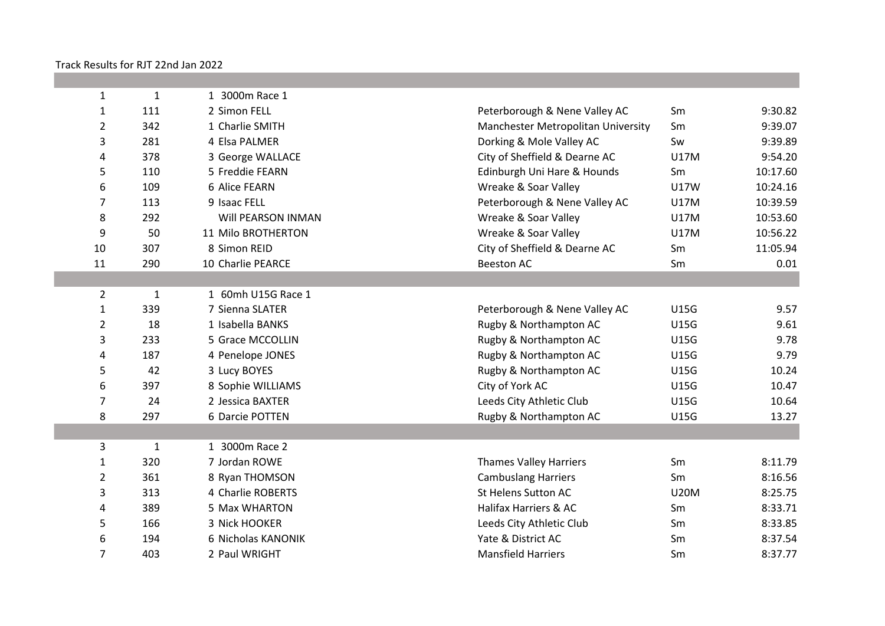Track Results for RJT 22nd Jan 2022

| | | | | | |
|---|---|---|---|---|---|
| 1 | 1 | 1 3000m Race 1 | | | |
| 1 | 111 | 2 Simon FELL | Peterborough & Nene Valley AC | Sm | 9:30.82 |
| 2 | 342 | 1 Charlie SMITH | Manchester Metropolitan University | Sm | 9:39.07 |
| 3 | 281 | 4 Elsa PALMER | Dorking & Mole Valley AC | Sw | 9:39.89 |
| 4 | 378 | 3 George WALLACE | City of Sheffield & Dearne AC | U17M | 9:54.20 |
| 5 | 110 | 5 Freddie FEARN | Edinburgh Uni Hare & Hounds | Sm | 10:17.60 |
| 6 | 109 | 6 Alice FEARN | Wreake & Soar Valley | U17W | 10:24.16 |
| 7 | 113 | 9 Isaac FELL | Peterborough & Nene Valley AC | U17M | 10:39.59 |
| 8 | 292 | Will PEARSON INMAN | Wreake & Soar Valley | U17M | 10:53.60 |
| 9 | 50 | 11 Milo BROTHERTON | Wreake & Soar Valley | U17M | 10:56.22 |
| 10 | 307 | 8 Simon REID | City of Sheffield & Dearne AC | Sm | 11:05.94 |
| 11 | 290 | 10 Charlie PEARCE | Beeston AC | Sm | 0.01 |
| | | | | | |
| 2 | 1 | 1 60mh U15G Race 1 | | | |
| 1 | 339 | 7 Sienna SLATER | Peterborough & Nene Valley AC | U15G | 9.57 |
| 2 | 18 | 1 Isabella BANKS | Rugby & Northampton AC | U15G | 9.61 |
| 3 | 233 | 5 Grace MCCOLLIN | Rugby & Northampton AC | U15G | 9.78 |
| 4 | 187 | 4 Penelope JONES | Rugby & Northampton AC | U15G | 9.79 |
| 5 | 42 | 3 Lucy BOYES | Rugby & Northampton AC | U15G | 10.24 |
| 6 | 397 | 8 Sophie WILLIAMS | City of York AC | U15G | 10.47 |
| 7 | 24 | 2 Jessica BAXTER | Leeds City Athletic Club | U15G | 10.64 |
| 8 | 297 | 6 Darcie POTTEN | Rugby & Northampton AC | U15G | 13.27 |
| | | | | | |
| 3 | 1 | 1 3000m Race 2 | | | |
| 1 | 320 | 7 Jordan ROWE | Thames Valley Harriers | Sm | 8:11.79 |
| 2 | 361 | 8 Ryan THOMSON | Cambuslang Harriers | Sm | 8:16.56 |
| 3 | 313 | 4 Charlie ROBERTS | St Helens Sutton AC | U20M | 8:25.75 |
| 4 | 389 | 5 Max WHARTON | Halifax Harriers & AC | Sm | 8:33.71 |
| 5 | 166 | 3 Nick HOOKER | Leeds City Athletic Club | Sm | 8:33.85 |
| 6 | 194 | 6 Nicholas KANONIK | Yate & District AC | Sm | 8:37.54 |
| 7 | 403 | 2 Paul WRIGHT | Mansfield Harriers | Sm | 8:37.77 |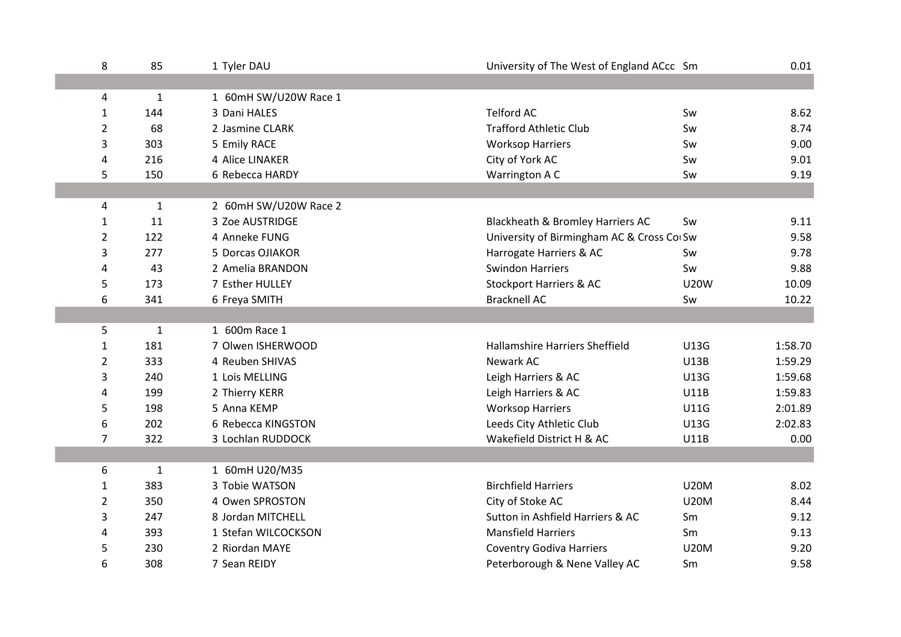| | | | | | |
|---|---|---|---|---|---|
| 8 | 85 | 1 Tyler DAU | University of The West of England ACcc | Sm | 0.01 |
| | | | | | |
| 4 | 1 | 1 60mH SW/U20W Race 1 | | | |
| 1 | 144 | 3 Dani HALES | Telford AC | Sw | 8.62 |
| 2 | 68 | 2 Jasmine CLARK | Trafford Athletic Club | Sw | 8.74 |
| 3 | 303 | 5 Emily RACE | Worksop Harriers | Sw | 9.00 |
| 4 | 216 | 4 Alice LINAKER | City of York AC | Sw | 9.01 |
| 5 | 150 | 6 Rebecca HARDY | Warrington A C | Sw | 9.19 |
| | | | | | |
| 4 | 1 | 2 60mH SW/U20W Race 2 | | | |
| 1 | 11 | 3 Zoe AUSTRIDGE | Blackheath & Bromley Harriers AC | Sw | 9.11 |
| 2 | 122 | 4 Anneke FUNG | University of Birmingham AC & Cross Co | Sw | 9.58 |
| 3 | 277 | 5 Dorcas OJIAKOR | Harrogate Harriers & AC | Sw | 9.78 |
| 4 | 43 | 2 Amelia BRANDON | Swindon Harriers | Sw | 9.88 |
| 5 | 173 | 7 Esther HULLEY | Stockport Harriers & AC | U20W | 10.09 |
| 6 | 341 | 6 Freya SMITH | Bracknell AC | Sw | 10.22 |
| | | | | | |
| 5 | 1 | 1 600m Race 1 | | | |
| 1 | 181 | 7 Olwen ISHERWOOD | Hallamshire Harriers Sheffield | U13G | 1:58.70 |
| 2 | 333 | 4 Reuben SHIVAS | Newark AC | U13B | 1:59.29 |
| 3 | 240 | 1 Lois MELLING | Leigh Harriers & AC | U13G | 1:59.68 |
| 4 | 199 | 2 Thierry KERR | Leigh Harriers & AC | U11B | 1:59.83 |
| 5 | 198 | 5 Anna KEMP | Worksop Harriers | U11G | 2:01.89 |
| 6 | 202 | 6 Rebecca KINGSTON | Leeds City Athletic Club | U13G | 2:02.83 |
| 7 | 322 | 3 Lochlan RUDDOCK | Wakefield District H & AC | U11B | 0.00 |
| | | | | | |
| 6 | 1 | 1 60mH U20/M35 | | | |
| 1 | 383 | 3 Tobie WATSON | Birchfield Harriers | U20M | 8.02 |
| 2 | 350 | 4 Owen SPROSTON | City of Stoke AC | U20M | 8.44 |
| 3 | 247 | 8 Jordan MITCHELL | Sutton in Ashfield Harriers & AC | Sm | 9.12 |
| 4 | 393 | 1 Stefan WILCOCKSON | Mansfield Harriers | Sm | 9.13 |
| 5 | 230 | 2 Riordan MAYE | Coventry Godiva Harriers | U20M | 9.20 |
| 6 | 308 | 7 Sean REIDY | Peterborough & Nene Valley AC | Sm | 9.58 |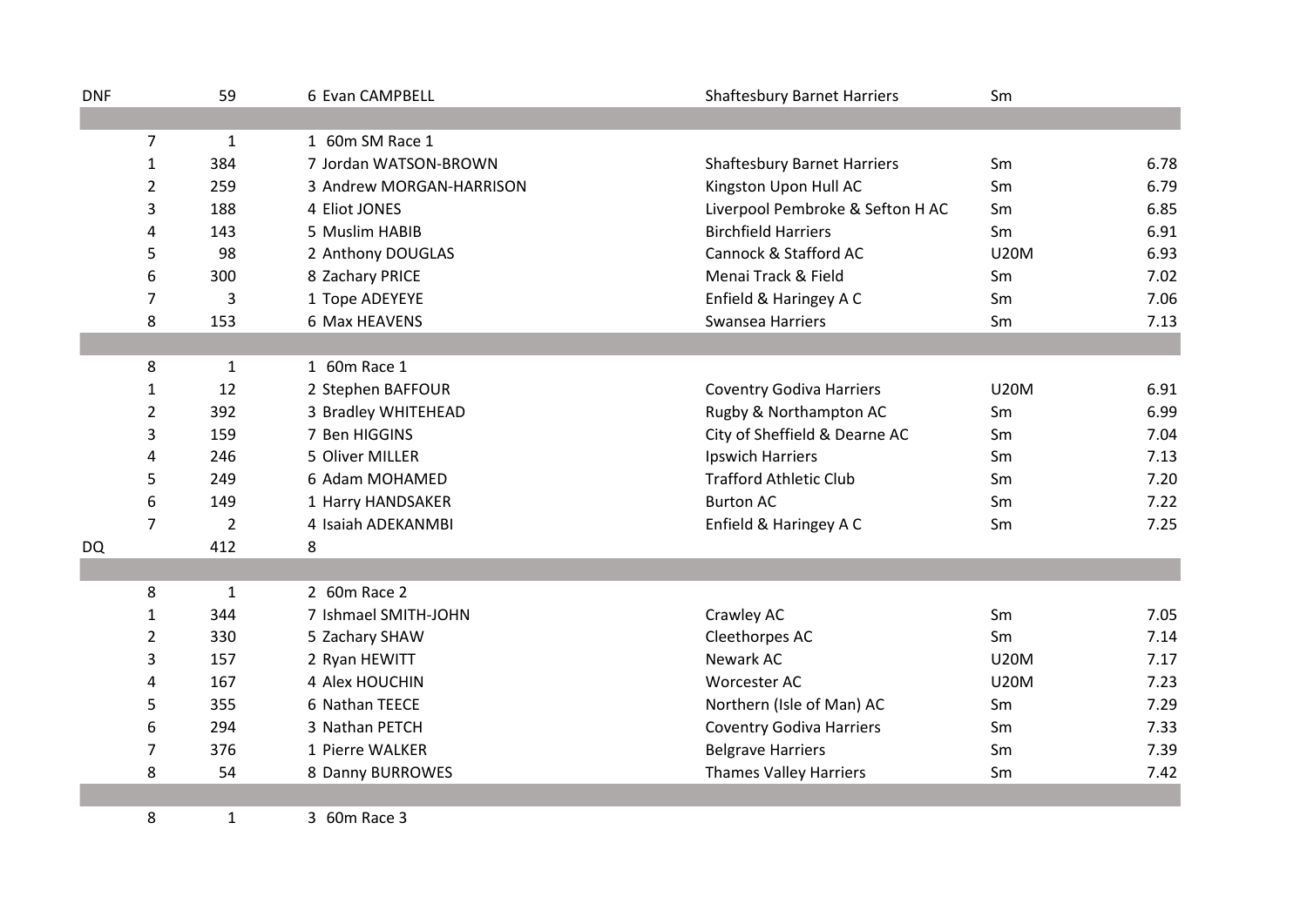| | | | | | |
|---|---|---|---|---|---|
| DNF | 59 | 6 Evan CAMPBELL | Shaftesbury Barnet Harriers | Sm | |
| | | | | | |
| 7 | 1 | 1 60m SM Race 1 | | | |
| 1 | 384 | 7 Jordan WATSON-BROWN | Shaftesbury Barnet Harriers | Sm | 6.78 |
| 2 | 259 | 3 Andrew MORGAN-HARRISON | Kingston Upon Hull AC | Sm | 6.79 |
| 3 | 188 | 4 Eliot JONES | Liverpool Pembroke & Sefton H AC | Sm | 6.85 |
| 4 | 143 | 5 Muslim HABIB | Birchfield Harriers | Sm | 6.91 |
| 5 | 98 | 2 Anthony DOUGLAS | Cannock & Stafford AC | U20M | 6.93 |
| 6 | 300 | 8 Zachary PRICE | Menai Track & Field | Sm | 7.02 |
| 7 | 3 | 1 Tope ADEYEYE | Enfield & Haringey A C | Sm | 7.06 |
| 8 | 153 | 6 Max HEAVENS | Swansea Harriers | Sm | 7.13 |
| | | | | | |
| 8 | 1 | 1 60m Race 1 | | | |
| 1 | 12 | 2 Stephen BAFFOUR | Coventry Godiva Harriers | U20M | 6.91 |
| 2 | 392 | 3 Bradley WHITEHEAD | Rugby & Northampton AC | Sm | 6.99 |
| 3 | 159 | 7 Ben HIGGINS | City of Sheffield & Dearne AC | Sm | 7.04 |
| 4 | 246 | 5 Oliver MILLER | Ipswich Harriers | Sm | 7.13 |
| 5 | 249 | 6 Adam MOHAMED | Trafford Athletic Club | Sm | 7.20 |
| 6 | 149 | 1 Harry HANDSAKER | Burton AC | Sm | 7.22 |
| 7 | 2 | 4 Isaiah ADEKANMBI | Enfield & Haringey A C | Sm | 7.25 |
| DQ | 412 | 8 | | | |
| | | | | | |
| 8 | 1 | 2 60m Race 2 | | | |
| 1 | 344 | 7 Ishmael SMITH-JOHN | Crawley AC | Sm | 7.05 |
| 2 | 330 | 5 Zachary SHAW | Cleethorpes AC | Sm | 7.14 |
| 3 | 157 | 2 Ryan HEWITT | Newark AC | U20M | 7.17 |
| 4 | 167 | 4 Alex HOUCHIN | Worcester AC | U20M | 7.23 |
| 5 | 355 | 6 Nathan TEECE | Northern (Isle of Man) AC | Sm | 7.29 |
| 6 | 294 | 3 Nathan PETCH | Coventry Godiva Harriers | Sm | 7.33 |
| 7 | 376 | 1 Pierre WALKER | Belgrave Harriers | Sm | 7.39 |
| 8 | 54 | 8 Danny BURROWES | Thames Valley Harriers | Sm | 7.42 |
| | | | | | |
| 8 | 1 | 3 60m Race 3 | | | |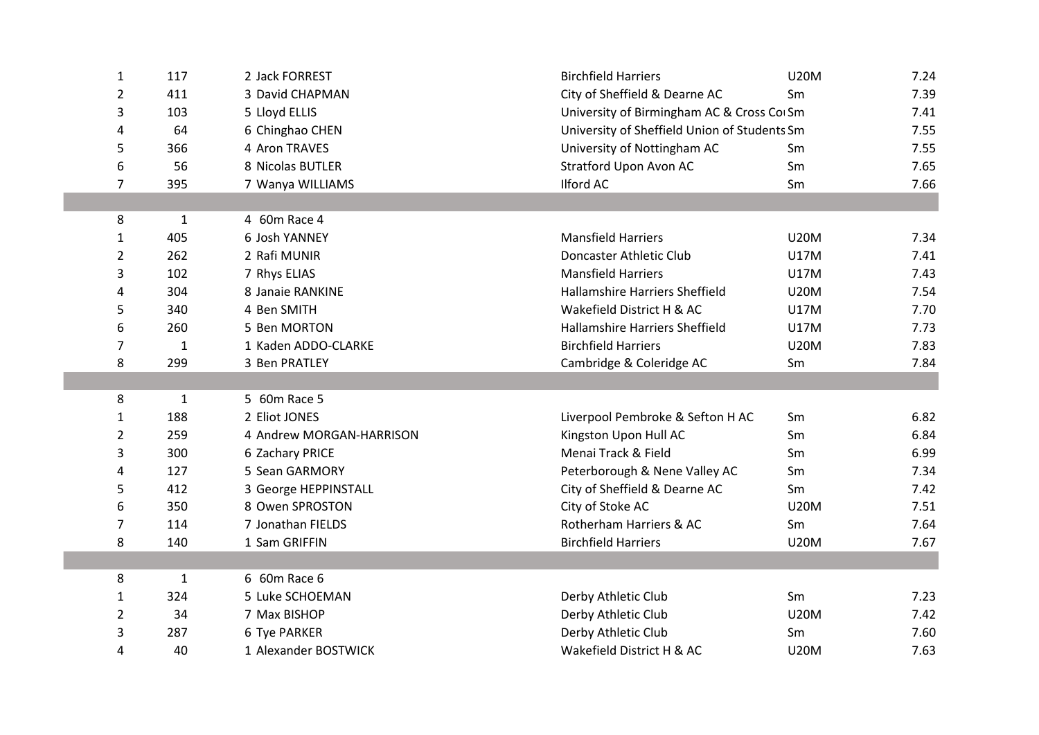| | | | | | |
|---|---|---|---|---|---|
| 1 | 117 | 2 Jack FORREST | Birchfield Harriers | U20M | 7.24 |
| 2 | 411 | 3 David CHAPMAN | City of Sheffield & Dearne AC | Sm | 7.39 |
| 3 | 103 | 5 Lloyd ELLIS | University of Birmingham AC & Cross Co Sm | | 7.41 |
| 4 | 64 | 6 Chinghao CHEN | University of Sheffield Union of Students Sm | | 7.55 |
| 5 | 366 | 4 Aron TRAVES | University of Nottingham AC | Sm | 7.55 |
| 6 | 56 | 8 Nicolas BUTLER | Stratford Upon Avon AC | Sm | 7.65 |
| 7 | 395 | 7 Wanya WILLIAMS | Ilford AC | Sm | 7.66 |
| | | | | | |
| 8 | 1 | 4 60m Race 4 | | | |
| 1 | 405 | 6 Josh YANNEY | Mansfield Harriers | U20M | 7.34 |
| 2 | 262 | 2 Rafi MUNIR | Doncaster Athletic Club | U17M | 7.41 |
| 3 | 102 | 7 Rhys ELIAS | Mansfield Harriers | U17M | 7.43 |
| 4 | 304 | 8 Janaie RANKINE | Hallamshire Harriers Sheffield | U20M | 7.54 |
| 5 | 340 | 4 Ben SMITH | Wakefield District H & AC | U17M | 7.70 |
| 6 | 260 | 5 Ben MORTON | Hallamshire Harriers Sheffield | U17M | 7.73 |
| 7 | 1 | 1 Kaden ADDO-CLARKE | Birchfield Harriers | U20M | 7.83 |
| 8 | 299 | 3 Ben PRATLEY | Cambridge & Coleridge AC | Sm | 7.84 |
| | | | | | |
| 8 | 1 | 5 60m Race 5 | | | |
| 1 | 188 | 2 Eliot JONES | Liverpool Pembroke & Sefton H AC | Sm | 6.82 |
| 2 | 259 | 4 Andrew MORGAN-HARRISON | Kingston Upon Hull AC | Sm | 6.84 |
| 3 | 300 | 6 Zachary PRICE | Menai Track & Field | Sm | 6.99 |
| 4 | 127 | 5 Sean GARMORY | Peterborough & Nene Valley AC | Sm | 7.34 |
| 5 | 412 | 3 George HEPPINSTALL | City of Sheffield & Dearne AC | Sm | 7.42 |
| 6 | 350 | 8 Owen SPROSTON | City of Stoke AC | U20M | 7.51 |
| 7 | 114 | 7 Jonathan FIELDS | Rotherham Harriers & AC | Sm | 7.64 |
| 8 | 140 | 1 Sam GRIFFIN | Birchfield Harriers | U20M | 7.67 |
| | | | | | |
| 8 | 1 | 6 60m Race 6 | | | |
| 1 | 324 | 5 Luke SCHOEMAN | Derby Athletic Club | Sm | 7.23 |
| 2 | 34 | 7 Max BISHOP | Derby Athletic Club | U20M | 7.42 |
| 3 | 287 | 6 Tye PARKER | Derby Athletic Club | Sm | 7.60 |
| 4 | 40 | 1 Alexander BOSTWICK | Wakefield District H & AC | U20M | 7.63 |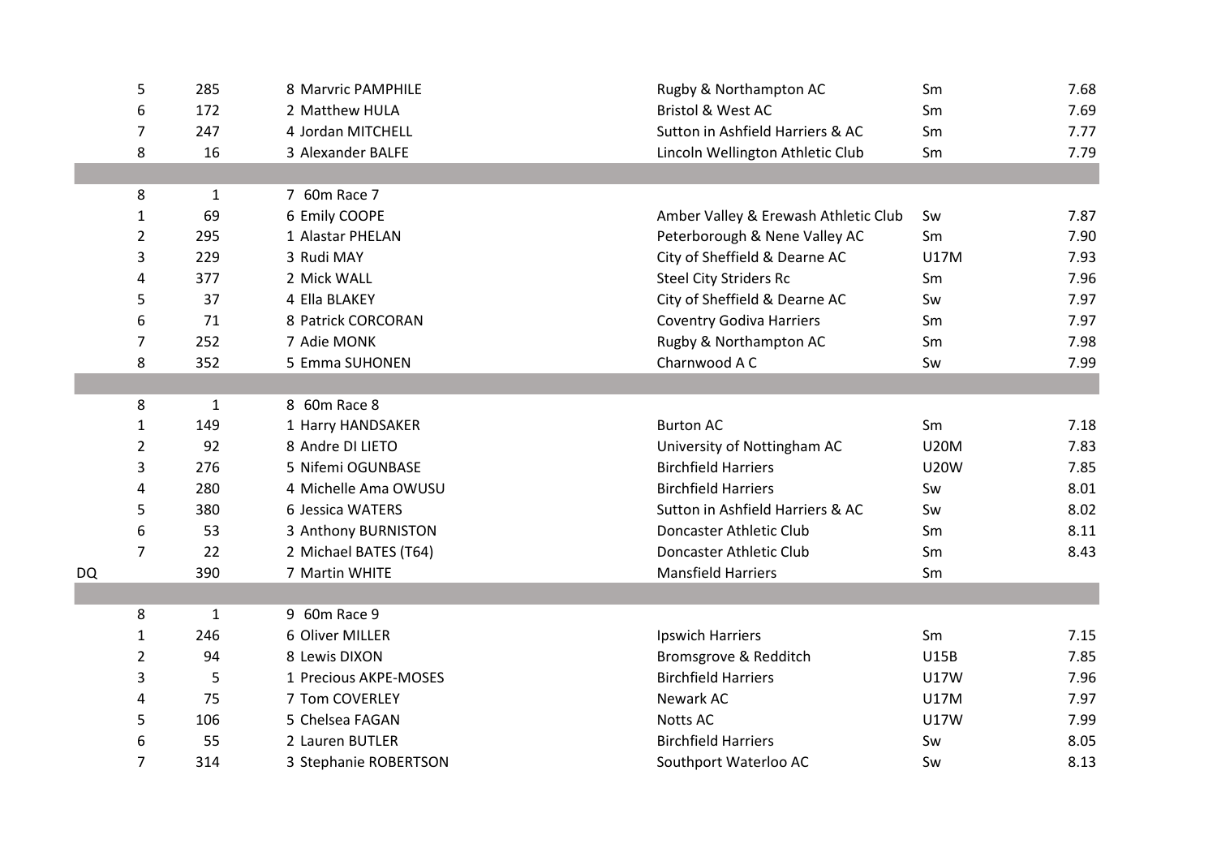| | | | | | |
|---|---|---|---|---|---|
| 5 | 285 | 8 Marvric PAMPHILE | Rugby & Northampton AC | Sm | 7.68 |
| 6 | 172 | 2 Matthew HULA | Bristol & West AC | Sm | 7.69 |
| 7 | 247 | 4 Jordan MITCHELL | Sutton in Ashfield Harriers & AC | Sm | 7.77 |
| 8 | 16 | 3 Alexander BALFE | Lincoln Wellington Athletic Club | Sm | 7.79 |
| | | | | | |
| 8 | 1 | 7 60m Race 7 | | | |
| 1 | 69 | 6 Emily COOPE | Amber Valley & Erewash Athletic Club | Sw | 7.87 |
| 2 | 295 | 1 Alastar PHELAN | Peterborough & Nene Valley AC | Sm | 7.90 |
| 3 | 229 | 3 Rudi MAY | City of Sheffield & Dearne AC | U17M | 7.93 |
| 4 | 377 | 2 Mick WALL | Steel City Striders Rc | Sm | 7.96 |
| 5 | 37 | 4 Ella BLAKEY | City of Sheffield & Dearne AC | Sw | 7.97 |
| 6 | 71 | 8 Patrick CORCORAN | Coventry Godiva Harriers | Sm | 7.97 |
| 7 | 252 | 7 Adie MONK | Rugby & Northampton AC | Sm | 7.98 |
| 8 | 352 | 5 Emma SUHONEN | Charnwood A C | Sw | 7.99 |
| | | | | | |
| 8 | 1 | 8 60m Race 8 | | | |
| 1 | 149 | 1 Harry HANDSAKER | Burton AC | Sm | 7.18 |
| 2 | 92 | 8 Andre DI LIETO | University of Nottingham AC | U20M | 7.83 |
| 3 | 276 | 5 Nifemi OGUNBASE | Birchfield Harriers | U20W | 7.85 |
| 4 | 280 | 4 Michelle Ama OWUSU | Birchfield Harriers | Sw | 8.01 |
| 5 | 380 | 6 Jessica WATERS | Sutton in Ashfield Harriers & AC | Sw | 8.02 |
| 6 | 53 | 3 Anthony BURNISTON | Doncaster Athletic Club | Sm | 8.11 |
| 7 | 22 | 2 Michael BATES (T64) | Doncaster Athletic Club | Sm | 8.43 |
| DQ | 390 | 7 Martin WHITE | Mansfield Harriers | Sm | |
| | | | | | |
| 8 | 1 | 9 60m Race 9 | | | |
| 1 | 246 | 6 Oliver MILLER | Ipswich Harriers | Sm | 7.15 |
| 2 | 94 | 8 Lewis DIXON | Bromsgrove & Redditch | U15B | 7.85 |
| 3 | 5 | 1 Precious AKPE-MOSES | Birchfield Harriers | U17W | 7.96 |
| 4 | 75 | 7 Tom COVERLEY | Newark AC | U17M | 7.97 |
| 5 | 106 | 5 Chelsea FAGAN | Notts AC | U17W | 7.99 |
| 6 | 55 | 2 Lauren BUTLER | Birchfield Harriers | Sw | 8.05 |
| 7 | 314 | 3 Stephanie ROBERTSON | Southport Waterloo AC | Sw | 8.13 |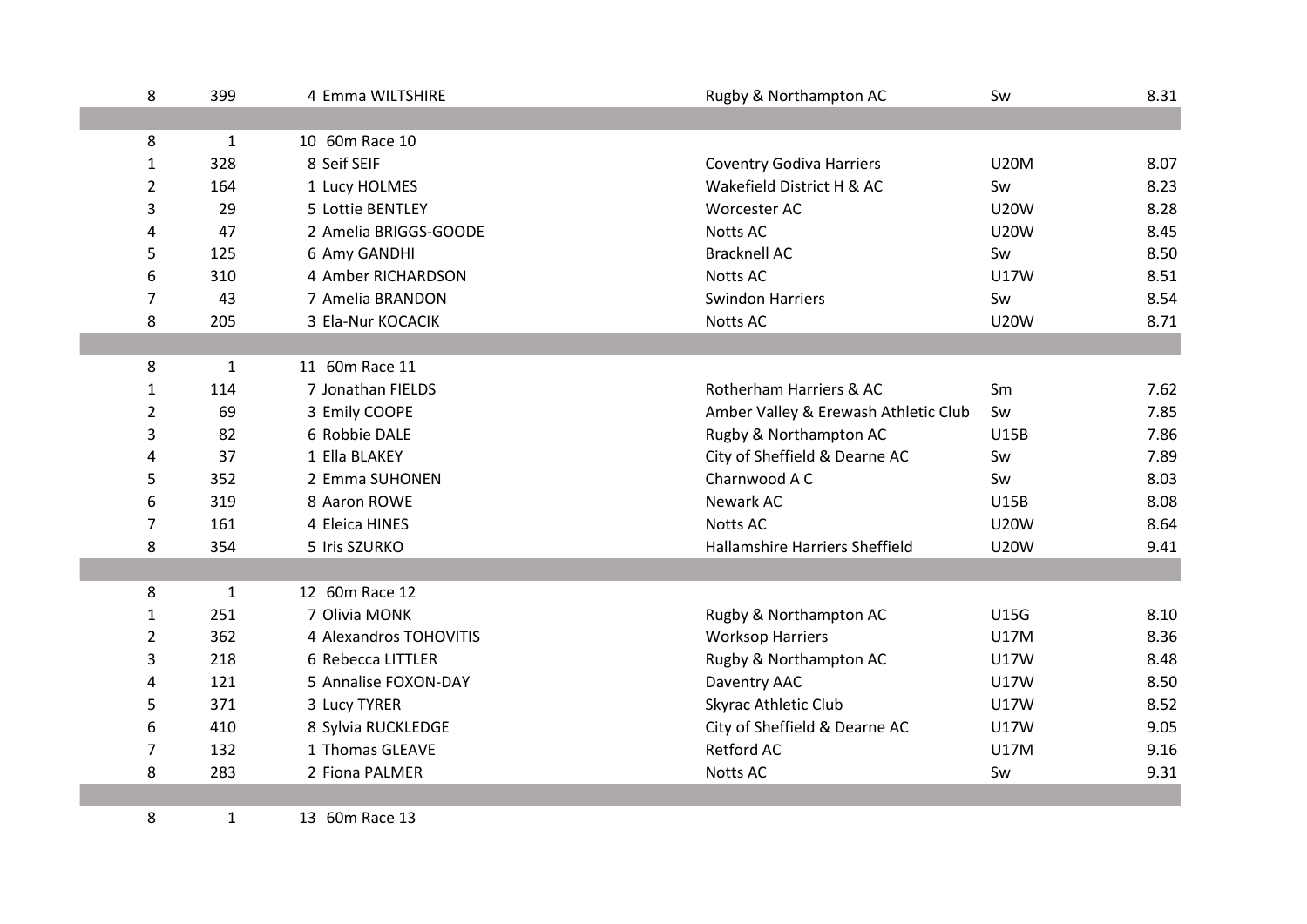| | | | | | |
|---|---|---|---|---|---|
| 8 | 399 | 4 Emma WILTSHIRE | Rugby & Northampton AC | Sw | 8.31 |
| | | | | | |
| 8 | 1 | 10 60m Race 10 | | | |
| 1 | 328 | 8 Seif SEIF | Coventry Godiva Harriers | U20M | 8.07 |
| 2 | 164 | 1 Lucy HOLMES | Wakefield District H & AC | Sw | 8.23 |
| 3 | 29 | 5 Lottie BENTLEY | Worcester AC | U20W | 8.28 |
| 4 | 47 | 2 Amelia BRIGGS-GOODE | Notts AC | U20W | 8.45 |
| 5 | 125 | 6 Amy GANDHI | Bracknell AC | Sw | 8.50 |
| 6 | 310 | 4 Amber RICHARDSON | Notts AC | U17W | 8.51 |
| 7 | 43 | 7 Amelia BRANDON | Swindon Harriers | Sw | 8.54 |
| 8 | 205 | 3 Ela-Nur KOCACIK | Notts AC | U20W | 8.71 |
| | | | | | |
| 8 | 1 | 11 60m Race 11 | | | |
| 1 | 114 | 7 Jonathan FIELDS | Rotherham Harriers & AC | Sm | 7.62 |
| 2 | 69 | 3 Emily COOPE | Amber Valley & Erewash Athletic Club | Sw | 7.85 |
| 3 | 82 | 6 Robbie DALE | Rugby & Northampton AC | U15B | 7.86 |
| 4 | 37 | 1 Ella BLAKEY | City of Sheffield & Dearne AC | Sw | 7.89 |
| 5 | 352 | 2 Emma SUHONEN | Charnwood A C | Sw | 8.03 |
| 6 | 319 | 8 Aaron ROWE | Newark AC | U15B | 8.08 |
| 7 | 161 | 4 Eleica HINES | Notts AC | U20W | 8.64 |
| 8 | 354 | 5 Iris SZURKO | Hallamshire Harriers Sheffield | U20W | 9.41 |
| | | | | | |
| 8 | 1 | 12 60m Race 12 | | | |
| 1 | 251 | 7 Olivia MONK | Rugby & Northampton AC | U15G | 8.10 |
| 2 | 362 | 4 Alexandros TOHOVITIS | Worksop Harriers | U17M | 8.36 |
| 3 | 218 | 6 Rebecca LITTLER | Rugby & Northampton AC | U17W | 8.48 |
| 4 | 121 | 5 Annalise FOXON-DAY | Daventry AAC | U17W | 8.50 |
| 5 | 371 | 3 Lucy TYRER | Skyrac Athletic Club | U17W | 8.52 |
| 6 | 410 | 8 Sylvia RUCKLEDGE | City of Sheffield & Dearne AC | U17W | 9.05 |
| 7 | 132 | 1 Thomas GLEAVE | Retford AC | U17M | 9.16 |
| 8 | 283 | 2 Fiona PALMER | Notts AC | Sw | 9.31 |
| | | | | | |
| 8 | 1 | 13 60m Race 13 | | | |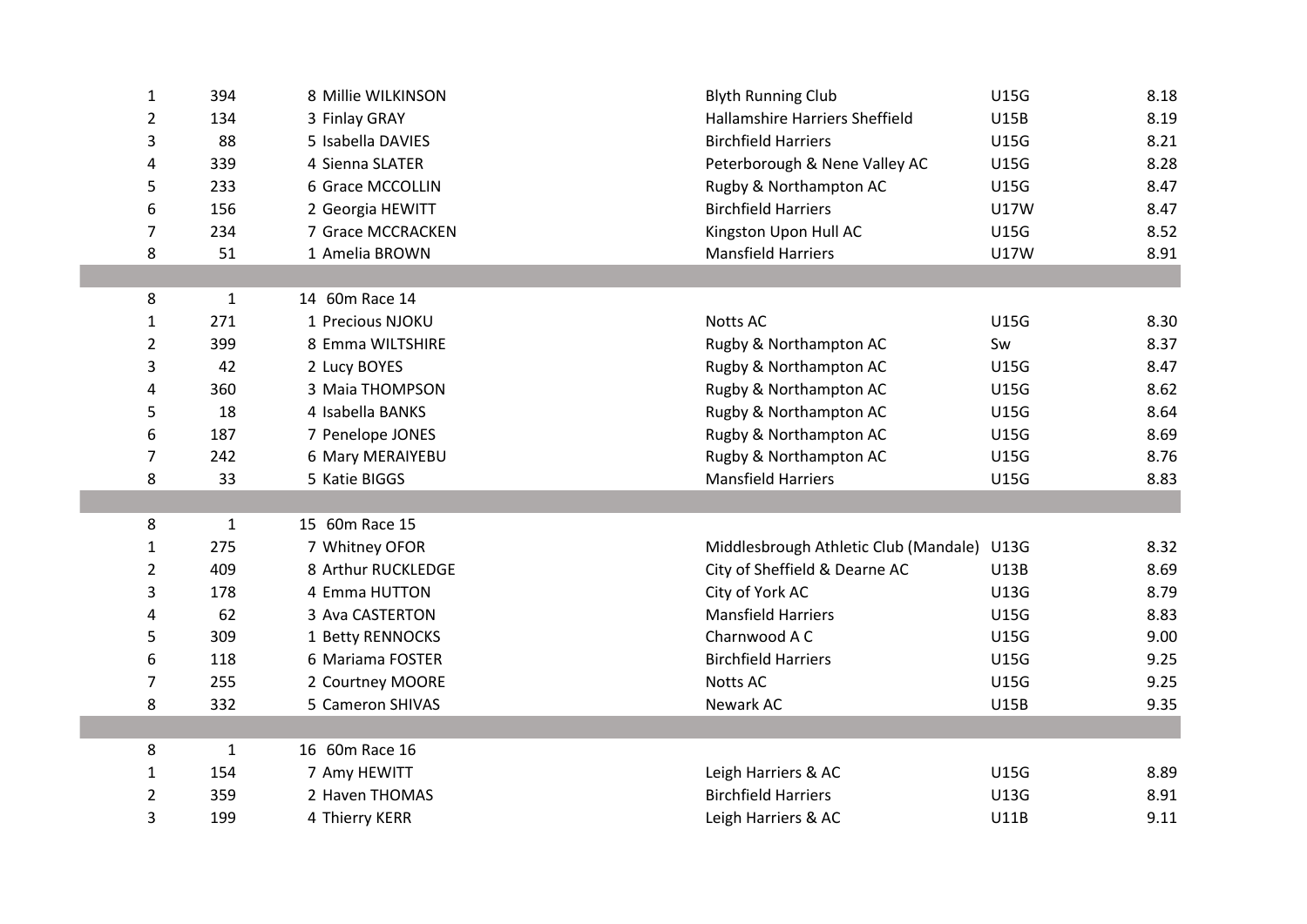| | | | | | |
|---|---|---|---|---|---|
| 1 | 394 | 8 Millie WILKINSON | Blyth Running Club | U15G | 8.18 |
| 2 | 134 | 3 Finlay GRAY | Hallamshire Harriers Sheffield | U15B | 8.19 |
| 3 | 88 | 5 Isabella DAVIES | Birchfield Harriers | U15G | 8.21 |
| 4 | 339 | 4 Sienna SLATER | Peterborough & Nene Valley AC | U15G | 8.28 |
| 5 | 233 | 6 Grace MCCOLLIN | Rugby & Northampton AC | U15G | 8.47 |
| 6 | 156 | 2 Georgia HEWITT | Birchfield Harriers | U17W | 8.47 |
| 7 | 234 | 7 Grace MCCRACKEN | Kingston Upon Hull AC | U15G | 8.52 |
| 8 | 51 | 1 Amelia BROWN | Mansfield Harriers | U17W | 8.91 |
| | | | | | |
| 8 | 1 | 14 60m Race 14 | | | |
| 1 | 271 | 1 Precious NJOKU | Notts AC | U15G | 8.30 |
| 2 | 399 | 8 Emma WILTSHIRE | Rugby & Northampton AC | Sw | 8.37 |
| 3 | 42 | 2 Lucy BOYES | Rugby & Northampton AC | U15G | 8.47 |
| 4 | 360 | 3 Maia THOMPSON | Rugby & Northampton AC | U15G | 8.62 |
| 5 | 18 | 4 Isabella BANKS | Rugby & Northampton AC | U15G | 8.64 |
| 6 | 187 | 7 Penelope JONES | Rugby & Northampton AC | U15G | 8.69 |
| 7 | 242 | 6 Mary MERAIYEBU | Rugby & Northampton AC | U15G | 8.76 |
| 8 | 33 | 5 Katie BIGGS | Mansfield Harriers | U15G | 8.83 |
| | | | | | |
| 8 | 1 | 15 60m Race 15 | | | |
| 1 | 275 | 7 Whitney OFOR | Middlesbrough Athletic Club (Mandale) | U13G | 8.32 |
| 2 | 409 | 8 Arthur RUCKLEDGE | City of Sheffield & Dearne AC | U13B | 8.69 |
| 3 | 178 | 4 Emma HUTTON | City of York AC | U13G | 8.79 |
| 4 | 62 | 3 Ava CASTERTON | Mansfield Harriers | U15G | 8.83 |
| 5 | 309 | 1 Betty RENNOCKS | Charnwood A C | U15G | 9.00 |
| 6 | 118 | 6 Mariama FOSTER | Birchfield Harriers | U15G | 9.25 |
| 7 | 255 | 2 Courtney MOORE | Notts AC | U15G | 9.25 |
| 8 | 332 | 5 Cameron SHIVAS | Newark AC | U15B | 9.35 |
| | | | | | |
| 8 | 1 | 16 60m Race 16 | | | |
| 1 | 154 | 7 Amy HEWITT | Leigh Harriers & AC | U15G | 8.89 |
| 2 | 359 | 2 Haven THOMAS | Birchfield Harriers | U13G | 8.91 |
| 3 | 199 | 4 Thierry KERR | Leigh Harriers & AC | U11B | 9.11 |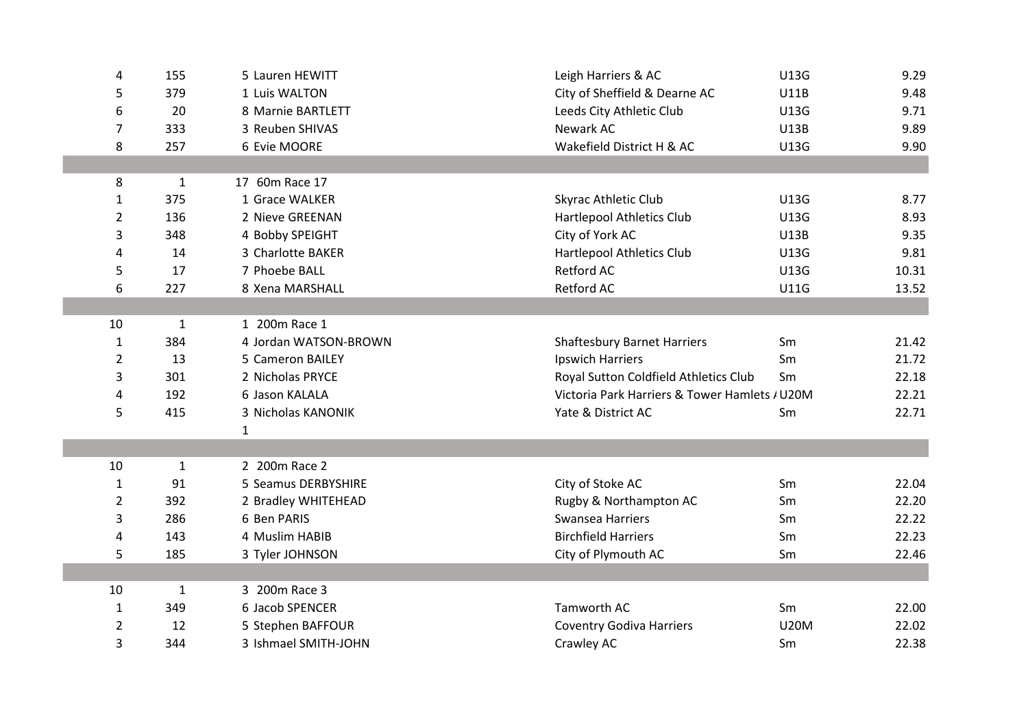| | | | | | |
|---|---|---|---|---|---|
| 4 | 155 | 5 Lauren HEWITT | Leigh Harriers & AC | U13G | 9.29 |
| 5 | 379 | 1 Luis WALTON | City of Sheffield & Dearne AC | U11B | 9.48 |
| 6 | 20 | 8 Marnie BARTLETT | Leeds City Athletic Club | U13G | 9.71 |
| 7 | 333 | 3 Reuben SHIVAS | Newark AC | U13B | 9.89 |
| 8 | 257 | 6 Evie MOORE | Wakefield District H & AC | U13G | 9.90 |
| | | | | | |
| 8 | 1 | 17 60m Race 17 | | | |
| 1 | 375 | 1 Grace WALKER | Skyrac Athletic Club | U13G | 8.77 |
| 2 | 136 | 2 Nieve GREENAN | Hartlepool Athletics Club | U13G | 8.93 |
| 3 | 348 | 4 Bobby SPEIGHT | City of York AC | U13B | 9.35 |
| 4 | 14 | 3 Charlotte BAKER | Hartlepool Athletics Club | U13G | 9.81 |
| 5 | 17 | 7 Phoebe BALL | Retford AC | U13G | 10.31 |
| 6 | 227 | 8 Xena MARSHALL | Retford AC | U11G | 13.52 |
| | | | | | |
| 10 | 1 | 1 200m Race 1 | | | |
| 1 | 384 | 4 Jordan WATSON-BROWN | Shaftesbury Barnet Harriers | Sm | 21.42 |
| 2 | 13 | 5 Cameron BAILEY | Ipswich Harriers | Sm | 21.72 |
| 3 | 301 | 2 Nicholas PRYCE | Royal Sutton Coldfield Athletics Club | Sm | 22.18 |
| 4 | 192 | 6 Jason KALALA | Victoria Park Harriers & Tower Hamlets A | U20M | 22.21 |
| 5 | 415 | 3 Nicholas KANONIK | Yate & District AC | Sm | 22.71 |
| | | 1 | | | |
| | | | | | |
| 10 | 1 | 2 200m Race 2 | | | |
| 1 | 91 | 5 Seamus DERBYSHIRE | City of Stoke AC | Sm | 22.04 |
| 2 | 392 | 2 Bradley WHITEHEAD | Rugby & Northampton AC | Sm | 22.20 |
| 3 | 286 | 6 Ben PARIS | Swansea Harriers | Sm | 22.22 |
| 4 | 143 | 4 Muslim HABIB | Birchfield Harriers | Sm | 22.23 |
| 5 | 185 | 3 Tyler JOHNSON | City of Plymouth AC | Sm | 22.46 |
| | | | | | |
| 10 | 1 | 3 200m Race 3 | | | |
| 1 | 349 | 6 Jacob SPENCER | Tamworth AC | Sm | 22.00 |
| 2 | 12 | 5 Stephen BAFFOUR | Coventry Godiva Harriers | U20M | 22.02 |
| 3 | 344 | 3 Ishmael SMITH-JOHN | Crawley AC | Sm | 22.38 |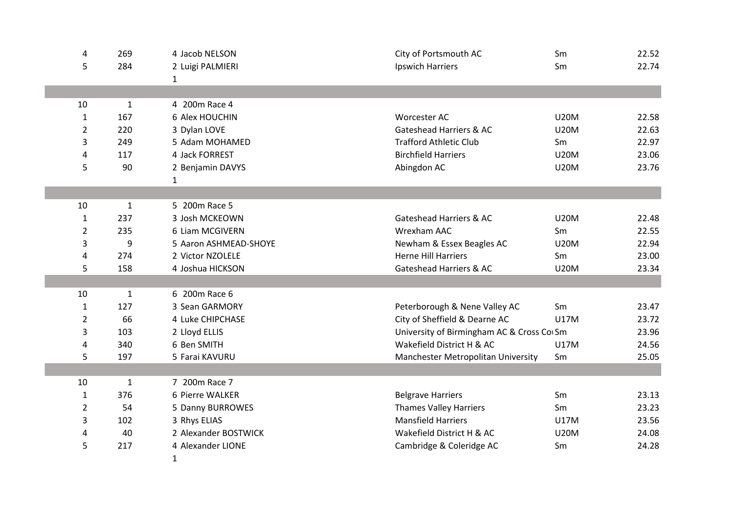| | | | | | |
|---|---|---|---|---|---|
| 4 | 269 | 4 Jacob NELSON | City of Portsmouth AC | Sm | 22.52 |
| 5 | 284 | 2 Luigi PALMIERI | Ipswich Harriers | Sm | 22.74 |
| | | 1 | | | |
| | | | | | |
| 10 | 1 | 4 200m Race 4 | | | |
| 1 | 167 | 6 Alex HOUCHIN | Worcester AC | U20M | 22.58 |
| 2 | 220 | 3 Dylan LOVE | Gateshead Harriers & AC | U20M | 22.63 |
| 3 | 249 | 5 Adam MOHAMED | Trafford Athletic Club | Sm | 22.97 |
| 4 | 117 | 4 Jack FORREST | Birchfield Harriers | U20M | 23.06 |
| 5 | 90 | 2 Benjamin DAVYS | Abingdon AC | U20M | 23.76 |
| | | 1 | | | |
| | | | | | |
| 10 | 1 | 5 200m Race 5 | | | |
| 1 | 237 | 3 Josh MCKEOWN | Gateshead Harriers & AC | U20M | 22.48 |
| 2 | 235 | 6 Liam MCGIVERN | Wrexham AAC | Sm | 22.55 |
| 3 | 9 | 5 Aaron ASHMEAD-SHOYE | Newham & Essex Beagles AC | U20M | 22.94 |
| 4 | 274 | 2 Victor NZOLELE | Herne Hill Harriers | Sm | 23.00 |
| 5 | 158 | 4 Joshua HICKSON | Gateshead Harriers & AC | U20M | 23.34 |
| | | | | | |
| 10 | 1 | 6 200m Race 6 | | | |
| 1 | 127 | 3 Sean GARMORY | Peterborough & Nene Valley AC | Sm | 23.47 |
| 2 | 66 | 4 Luke CHIPCHASE | City of Sheffield & Dearne AC | U17M | 23.72 |
| 3 | 103 | 2 Lloyd ELLIS | University of Birmingham AC & Cross Co | Sm | 23.96 |
| 4 | 340 | 6 Ben SMITH | Wakefield District H & AC | U17M | 24.56 |
| 5 | 197 | 5 Farai KAVURU | Manchester Metropolitan University | Sm | 25.05 |
| | | | | | |
| 10 | 1 | 7 200m Race 7 | | | |
| 1 | 376 | 6 Pierre WALKER | Belgrave Harriers | Sm | 23.13 |
| 2 | 54 | 5 Danny BURROWES | Thames Valley Harriers | Sm | 23.23 |
| 3 | 102 | 3 Rhys ELIAS | Mansfield Harriers | U17M | 23.56 |
| 4 | 40 | 2 Alexander BOSTWICK | Wakefield District H & AC | U20M | 24.08 |
| 5 | 217 | 4 Alexander LIONE | Cambridge & Coleridge AC | Sm | 24.28 |
| | | 1 | | | |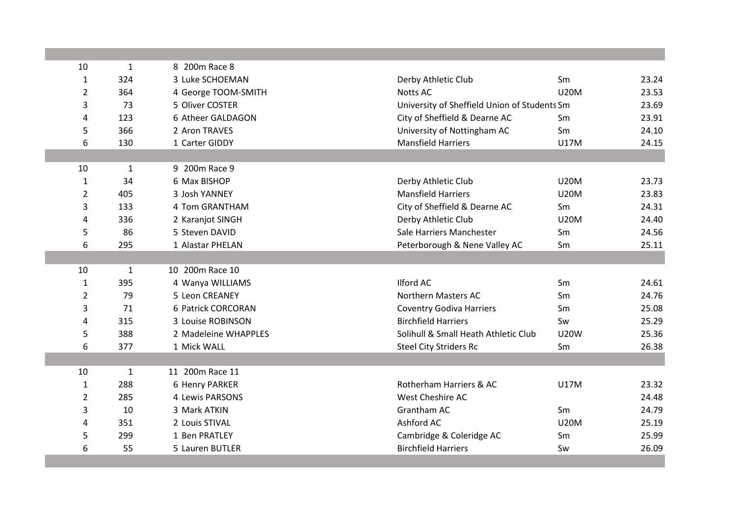| | | | | | |
|---|---|---|---|---|---|
| 10 | 1 | 8 200m Race 8 | | | |
| 1 | 324 | 3 Luke SCHOEMAN | Derby Athletic Club | Sm | 23.24 |
| 2 | 364 | 4 George TOOM-SMITH | Notts AC | U20M | 23.53 |
| 3 | 73 | 5 Oliver COSTER | University of Sheffield Union of Students | Sm | 23.69 |
| 4 | 123 | 6 Atheer GALDAGON | City of Sheffield & Dearne AC | Sm | 23.91 |
| 5 | 366 | 2 Aron TRAVES | University of Nottingham AC | Sm | 24.10 |
| 6 | 130 | 1 Carter GIDDY | Mansfield Harriers | U17M | 24.15 |
| 10 | 1 | 9 200m Race 9 | | | |
| 1 | 34 | 6 Max BISHOP | Derby Athletic Club | U20M | 23.73 |
| 2 | 405 | 3 Josh YANNEY | Mansfield Harriers | U20M | 23.83 |
| 3 | 133 | 4 Tom GRANTHAM | City of Sheffield & Dearne AC | Sm | 24.31 |
| 4 | 336 | 2 Karanjot SINGH | Derby Athletic Club | U20M | 24.40 |
| 5 | 86 | 5 Steven DAVID | Sale Harriers Manchester | Sm | 24.56 |
| 6 | 295 | 1 Alastar PHELAN | Peterborough & Nene Valley AC | Sm | 25.11 |
| 10 | 1 | 10 200m Race 10 | | | |
| 1 | 395 | 4 Wanya WILLIAMS | Ilford AC | Sm | 24.61 |
| 2 | 79 | 5 Leon CREANEY | Northern Masters AC | Sm | 24.76 |
| 3 | 71 | 6 Patrick CORCORAN | Coventry Godiva Harriers | Sm | 25.08 |
| 4 | 315 | 3 Louise ROBINSON | Birchfield Harriers | Sw | 25.29 |
| 5 | 388 | 2 Madeleine WHAPPLES | Solihull & Small Heath Athletic Club | U20W | 25.36 |
| 6 | 377 | 1 Mick WALL | Steel City Striders Rc | Sm | 26.38 |
| 10 | 1 | 11 200m Race 11 | | | |
| 1 | 288 | 6 Henry PARKER | Rotherham Harriers & AC | U17M | 23.32 |
| 2 | 285 | 4 Lewis PARSONS | West Cheshire AC | | 24.48 |
| 3 | 10 | 3 Mark ATKIN | Grantham AC | Sm | 24.79 |
| 4 | 351 | 2 Louis STIVAL | Ashford AC | U20M | 25.19 |
| 5 | 299 | 1 Ben PRATLEY | Cambridge & Coleridge AC | Sm | 25.99 |
| 6 | 55 | 5 Lauren BUTLER | Birchfield Harriers | Sw | 26.09 |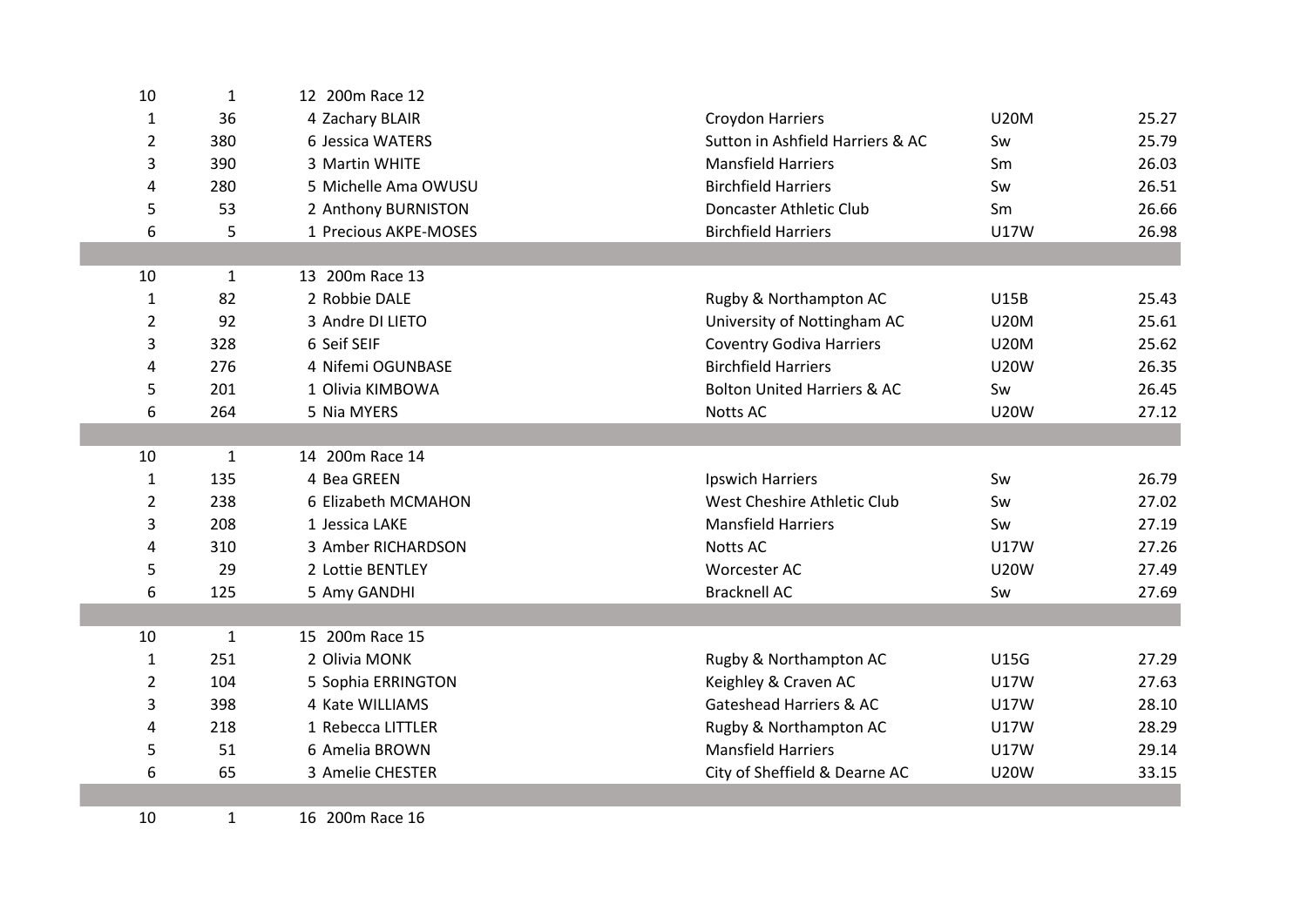| | | | | | |
|---|---|---|---|---|---|
| 10 | 1 | 12 200m Race 12 | | | |
| 1 | 36 | 4 Zachary BLAIR | Croydon Harriers | U20M | 25.27 |
| 2 | 380 | 6 Jessica WATERS | Sutton in Ashfield Harriers & AC | Sw | 25.79 |
| 3 | 390 | 3 Martin WHITE | Mansfield Harriers | Sm | 26.03 |
| 4 | 280 | 5 Michelle Ama OWUSU | Birchfield Harriers | Sw | 26.51 |
| 5 | 53 | 2 Anthony BURNISTON | Doncaster Athletic Club | Sm | 26.66 |
| 6 | 5 | 1 Precious AKPE-MOSES | Birchfield Harriers | U17W | 26.98 |
| | | | | | |
| 10 | 1 | 13 200m Race 13 | | | |
| 1 | 82 | 2 Robbie DALE | Rugby & Northampton AC | U15B | 25.43 |
| 2 | 92 | 3 Andre DI LIETO | University of Nottingham AC | U20M | 25.61 |
| 3 | 328 | 6 Seif SEIF | Coventry Godiva Harriers | U20M | 25.62 |
| 4 | 276 | 4 Nifemi OGUNBASE | Birchfield Harriers | U20W | 26.35 |
| 5 | 201 | 1 Olivia KIMBOWA | Bolton United Harriers & AC | Sw | 26.45 |
| 6 | 264 | 5 Nia MYERS | Notts AC | U20W | 27.12 |
| | | | | | |
| 10 | 1 | 14 200m Race 14 | | | |
| 1 | 135 | 4 Bea GREEN | Ipswich Harriers | Sw | 26.79 |
| 2 | 238 | 6 Elizabeth MCMAHON | West Cheshire Athletic Club | Sw | 27.02 |
| 3 | 208 | 1 Jessica LAKE | Mansfield Harriers | Sw | 27.19 |
| 4 | 310 | 3 Amber RICHARDSON | Notts AC | U17W | 27.26 |
| 5 | 29 | 2 Lottie BENTLEY | Worcester AC | U20W | 27.49 |
| 6 | 125 | 5 Amy GANDHI | Bracknell AC | Sw | 27.69 |
| | | | | | |
| 10 | 1 | 15 200m Race 15 | | | |
| 1 | 251 | 2 Olivia MONK | Rugby & Northampton AC | U15G | 27.29 |
| 2 | 104 | 5 Sophia ERRINGTON | Keighley & Craven AC | U17W | 27.63 |
| 3 | 398 | 4 Kate WILLIAMS | Gateshead Harriers & AC | U17W | 28.10 |
| 4 | 218 | 1 Rebecca LITTLER | Rugby & Northampton AC | U17W | 28.29 |
| 5 | 51 | 6 Amelia BROWN | Mansfield Harriers | U17W | 29.14 |
| 6 | 65 | 3 Amelie CHESTER | City of Sheffield & Dearne AC | U20W | 33.15 |
| | | | | | |
| 10 | 1 | 16 200m Race 16 | | | |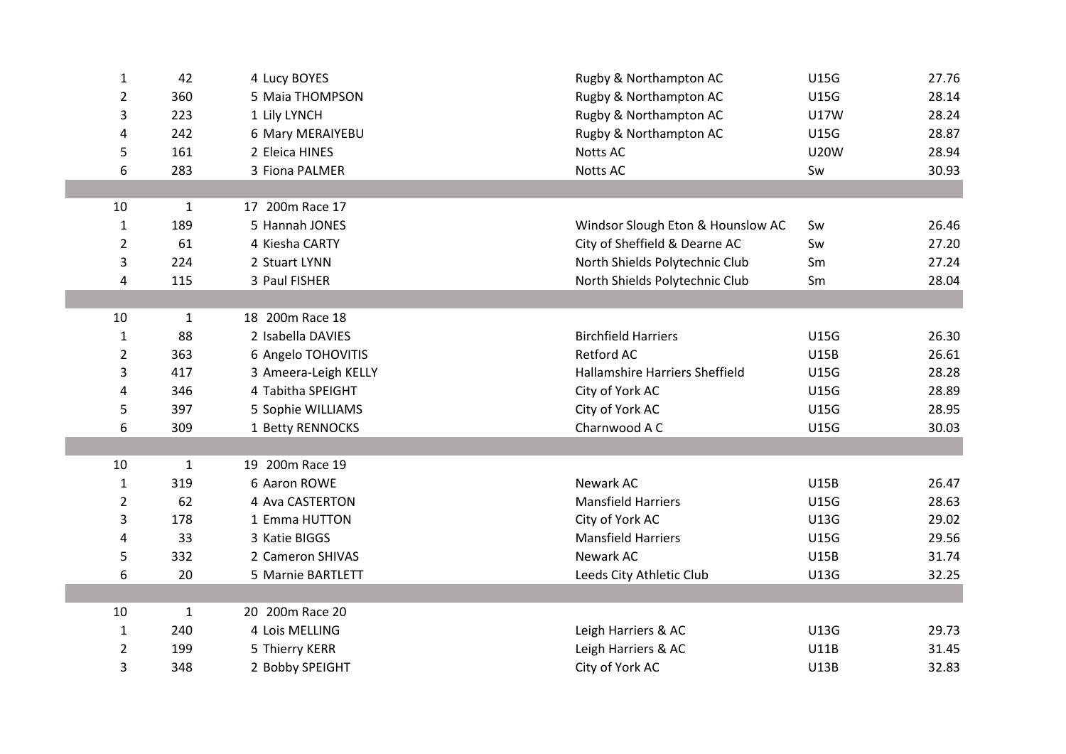| | | | | | |
|---|---|---|---|---|---|
| 1 | 42 | 4 Lucy BOYES | Rugby & Northampton AC | U15G | 27.76 |
| 2 | 360 | 5 Maia THOMPSON | Rugby & Northampton AC | U15G | 28.14 |
| 3 | 223 | 1 Lily LYNCH | Rugby & Northampton AC | U17W | 28.24 |
| 4 | 242 | 6 Mary MERAIYEBU | Rugby & Northampton AC | U15G | 28.87 |
| 5 | 161 | 2 Eleica HINES | Notts AC | U20W | 28.94 |
| 6 | 283 | 3 Fiona PALMER | Notts AC | Sw | 30.93 |
| | | | | | |
| 10 | 1 | 17 200m Race 17 | | | |
| 1 | 189 | 5 Hannah JONES | Windsor Slough Eton & Hounslow AC | Sw | 26.46 |
| 2 | 61 | 4 Kiesha CARTY | City of Sheffield & Dearne AC | Sw | 27.20 |
| 3 | 224 | 2 Stuart LYNN | North Shields Polytechnic Club | Sm | 27.24 |
| 4 | 115 | 3 Paul FISHER | North Shields Polytechnic Club | Sm | 28.04 |
| | | | | | |
| 10 | 1 | 18 200m Race 18 | | | |
| 1 | 88 | 2 Isabella DAVIES | Birchfield Harriers | U15G | 26.30 |
| 2 | 363 | 6 Angelo TOHOVITIS | Retford AC | U15B | 26.61 |
| 3 | 417 | 3 Ameera-Leigh KELLY | Hallamshire Harriers Sheffield | U15G | 28.28 |
| 4 | 346 | 4 Tabitha SPEIGHT | City of York AC | U15G | 28.89 |
| 5 | 397 | 5 Sophie WILLIAMS | City of York AC | U15G | 28.95 |
| 6 | 309 | 1 Betty RENNOCKS | Charnwood A C | U15G | 30.03 |
| | | | | | |
| 10 | 1 | 19 200m Race 19 | | | |
| 1 | 319 | 6 Aaron ROWE | Newark AC | U15B | 26.47 |
| 2 | 62 | 4 Ava CASTERTON | Mansfield Harriers | U15G | 28.63 |
| 3 | 178 | 1 Emma HUTTON | City of York AC | U13G | 29.02 |
| 4 | 33 | 3 Katie BIGGS | Mansfield Harriers | U15G | 29.56 |
| 5 | 332 | 2 Cameron SHIVAS | Newark AC | U15B | 31.74 |
| 6 | 20 | 5 Marnie BARTLETT | Leeds City Athletic Club | U13G | 32.25 |
| | | | | | |
| 10 | 1 | 20 200m Race 20 | | | |
| 1 | 240 | 4 Lois MELLING | Leigh Harriers & AC | U13G | 29.73 |
| 2 | 199 | 5 Thierry KERR | Leigh Harriers & AC | U11B | 31.45 |
| 3 | 348 | 2 Bobby SPEIGHT | City of York AC | U13B | 32.83 |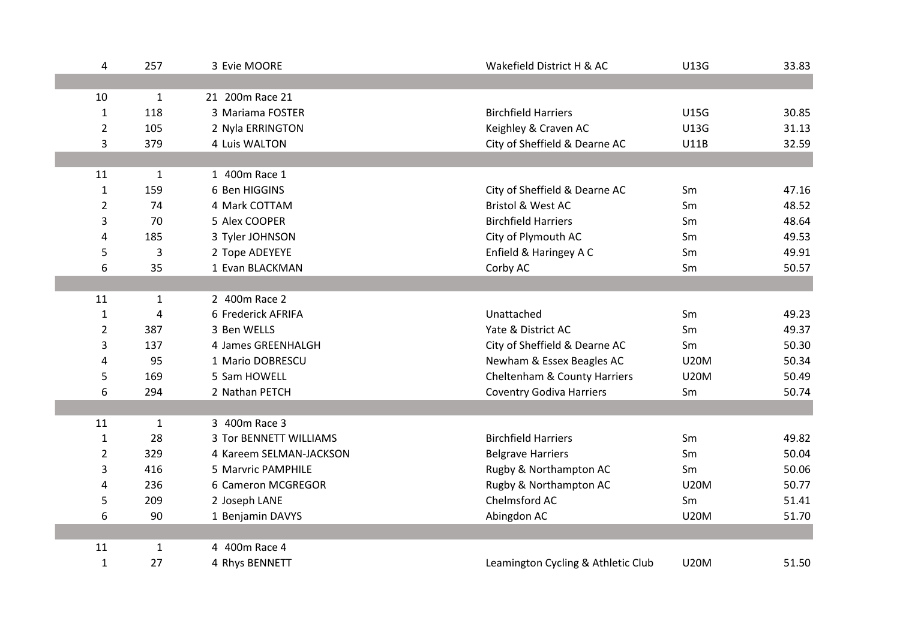| | | | | | |
|---|---|---|---|---|---|
| 4 | 257 | 3 Evie MOORE | Wakefield District H & AC | U13G | 33.83 |
| | | | | | |
| 10 | 1 | 21 200m Race 21 | | | |
| 1 | 118 | 3 Mariama FOSTER | Birchfield Harriers | U15G | 30.85 |
| 2 | 105 | 2 Nyla ERRINGTON | Keighley & Craven AC | U13G | 31.13 |
| 3 | 379 | 4 Luis WALTON | City of Sheffield & Dearne AC | U11B | 32.59 |
| | | | | | |
| 11 | 1 | 1 400m Race 1 | | | |
| 1 | 159 | 6 Ben HIGGINS | City of Sheffield & Dearne AC | Sm | 47.16 |
| 2 | 74 | 4 Mark COTTAM | Bristol & West AC | Sm | 48.52 |
| 3 | 70 | 5 Alex COOPER | Birchfield Harriers | Sm | 48.64 |
| 4 | 185 | 3 Tyler JOHNSON | City of Plymouth AC | Sm | 49.53 |
| 5 | 3 | 2 Tope ADEYEYE | Enfield & Haringey A C | Sm | 49.91 |
| 6 | 35 | 1 Evan BLACKMAN | Corby AC | Sm | 50.57 |
| | | | | | |
| 11 | 1 | 2 400m Race 2 | | | |
| 1 | 4 | 6 Frederick AFRIFA | Unattached | Sm | 49.23 |
| 2 | 387 | 3 Ben WELLS | Yate & District AC | Sm | 49.37 |
| 3 | 137 | 4 James GREENHALGH | City of Sheffield & Dearne AC | Sm | 50.30 |
| 4 | 95 | 1 Mario DOBRESCU | Newham & Essex Beagles AC | U20M | 50.34 |
| 5 | 169 | 5 Sam HOWELL | Cheltenham & County Harriers | U20M | 50.49 |
| 6 | 294 | 2 Nathan PETCH | Coventry Godiva Harriers | Sm | 50.74 |
| | | | | | |
| 11 | 1 | 3 400m Race 3 | | | |
| 1 | 28 | 3 Tor BENNETT WILLIAMS | Birchfield Harriers | Sm | 49.82 |
| 2 | 329 | 4 Kareem SELMAN-JACKSON | Belgrave Harriers | Sm | 50.04 |
| 3 | 416 | 5 Marvric PAMPHILE | Rugby & Northampton AC | Sm | 50.06 |
| 4 | 236 | 6 Cameron MCGREGOR | Rugby & Northampton AC | U20M | 50.77 |
| 5 | 209 | 2 Joseph LANE | Chelmsford AC | Sm | 51.41 |
| 6 | 90 | 1 Benjamin DAVYS | Abingdon AC | U20M | 51.70 |
| | | | | | |
| 11 | 1 | 4 400m Race 4 | | | |
| 1 | 27 | 4 Rhys BENNETT | Leamington Cycling & Athletic Club | U20M | 51.50 |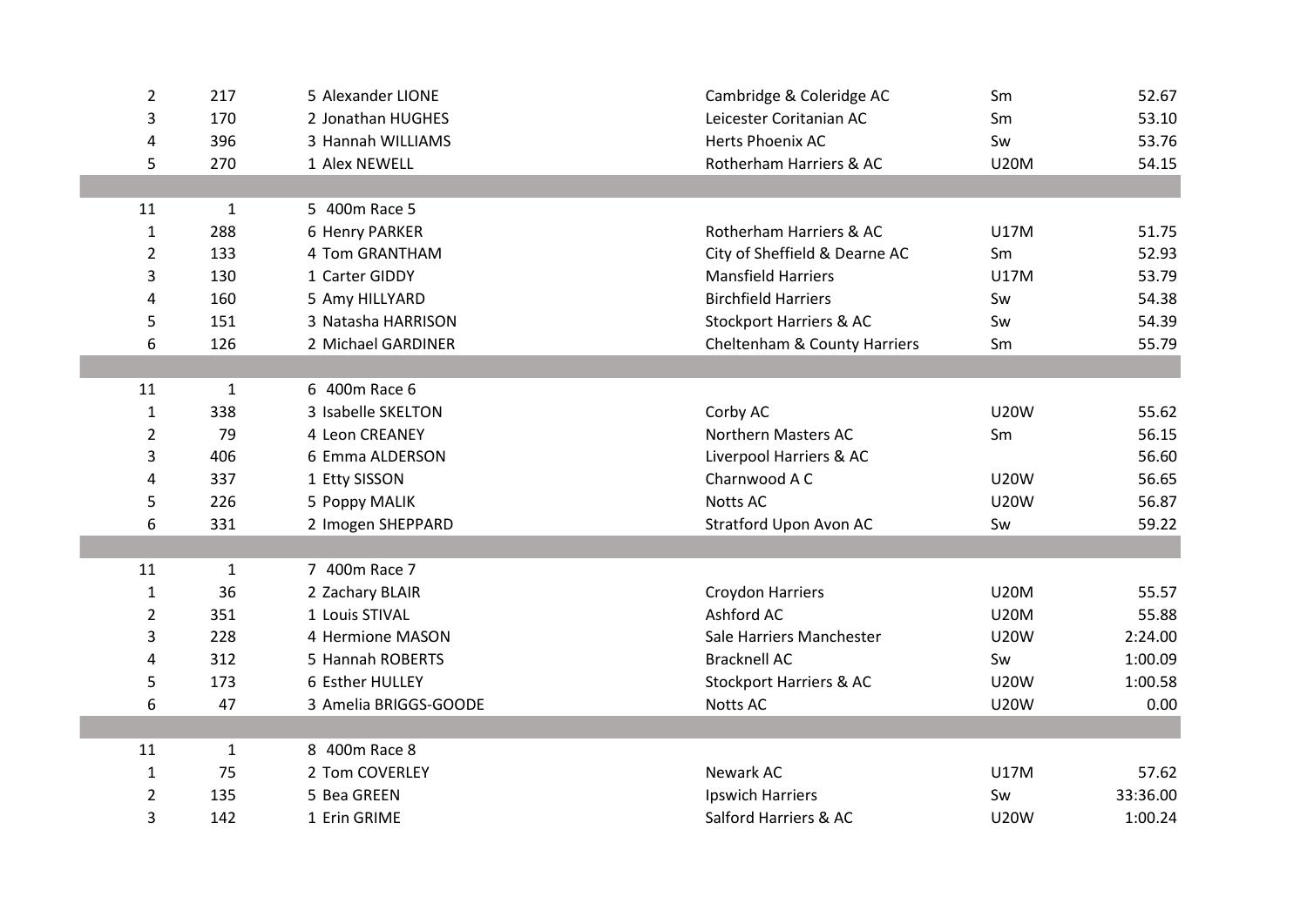| | | | | | |
|---|---|---|---|---|---|
| 2 | 217 | 5 Alexander LIONE | Cambridge & Coleridge AC | Sm | 52.67 |
| 3 | 170 | 2 Jonathan HUGHES | Leicester Coritanian AC | Sm | 53.10 |
| 4 | 396 | 3 Hannah WILLIAMS | Herts Phoenix AC | Sw | 53.76 |
| 5 | 270 | 1 Alex NEWELL | Rotherham Harriers & AC | U20M | 54.15 |
| | | | | | |
| 11 | 1 | 5 400m Race 5 | | | |
| 1 | 288 | 6 Henry PARKER | Rotherham Harriers & AC | U17M | 51.75 |
| 2 | 133 | 4 Tom GRANTHAM | City of Sheffield & Dearne AC | Sm | 52.93 |
| 3 | 130 | 1 Carter GIDDY | Mansfield Harriers | U17M | 53.79 |
| 4 | 160 | 5 Amy HILLYARD | Birchfield Harriers | Sw | 54.38 |
| 5 | 151 | 3 Natasha HARRISON | Stockport Harriers & AC | Sw | 54.39 |
| 6 | 126 | 2 Michael GARDINER | Cheltenham & County Harriers | Sm | 55.79 |
| | | | | | |
| 11 | 1 | 6 400m Race 6 | | | |
| 1 | 338 | 3 Isabelle SKELTON | Corby AC | U20W | 55.62 |
| 2 | 79 | 4 Leon CREANEY | Northern Masters AC | Sm | 56.15 |
| 3 | 406 | 6 Emma ALDERSON | Liverpool Harriers & AC | | 56.60 |
| 4 | 337 | 1 Etty SISSON | Charnwood A C | U20W | 56.65 |
| 5 | 226 | 5 Poppy MALIK | Notts AC | U20W | 56.87 |
| 6 | 331 | 2 Imogen SHEPPARD | Stratford Upon Avon AC | Sw | 59.22 |
| | | | | | |
| 11 | 1 | 7 400m Race 7 | | | |
| 1 | 36 | 2 Zachary BLAIR | Croydon Harriers | U20M | 55.57 |
| 2 | 351 | 1 Louis STIVAL | Ashford AC | U20M | 55.88 |
| 3 | 228 | 4 Hermione MASON | Sale Harriers Manchester | U20W | 2:24.00 |
| 4 | 312 | 5 Hannah ROBERTS | Bracknell AC | Sw | 1:00.09 |
| 5 | 173 | 6 Esther HULLEY | Stockport Harriers & AC | U20W | 1:00.58 |
| 6 | 47 | 3 Amelia BRIGGS-GOODE | Notts AC | U20W | 0.00 |
| | | | | | |
| 11 | 1 | 8 400m Race 8 | | | |
| 1 | 75 | 2 Tom COVERLEY | Newark AC | U17M | 57.62 |
| 2 | 135 | 5 Bea GREEN | Ipswich Harriers | Sw | 33:36.00 |
| 3 | 142 | 1 Erin GRIME | Salford Harriers & AC | U20W | 1:00.24 |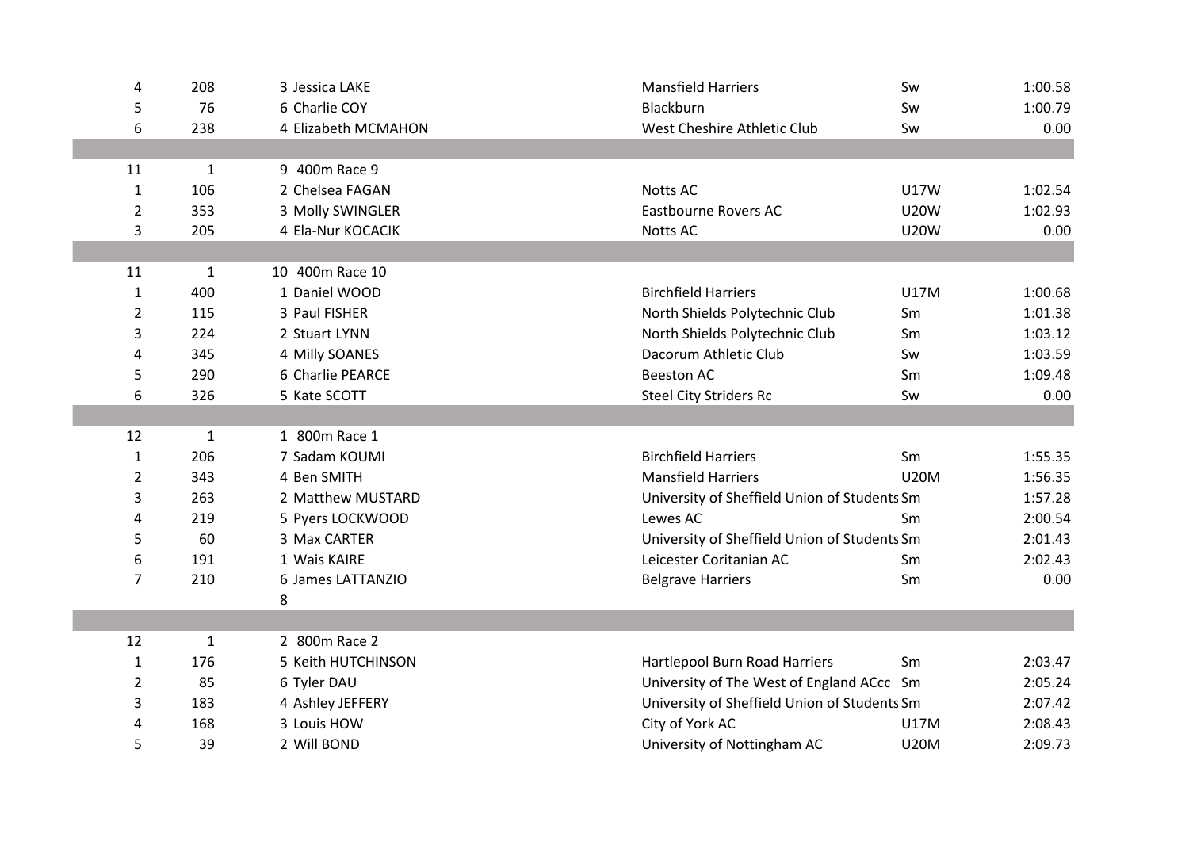| | | | | | |
|---|---|---|---|---|---|
| 4 | 208 | 3 Jessica LAKE | Mansfield Harriers | Sw | 1:00.58 |
| 5 | 76 | 6 Charlie COY | Blackburn | Sw | 1:00.79 |
| 6 | 238 | 4 Elizabeth MCMAHON | West Cheshire Athletic Club | Sw | 0.00 |
| | | | | | |
| 11 | 1 | 9 400m Race 9 | | | |
| 1 | 106 | 2 Chelsea FAGAN | Notts AC | U17W | 1:02.54 |
| 2 | 353 | 3 Molly SWINGLER | Eastbourne Rovers AC | U20W | 1:02.93 |
| 3 | 205 | 4 Ela-Nur KOCACIK | Notts AC | U20W | 0.00 |
| | | | | | |
| 11 | 1 | 10 400m Race 10 | | | |
| 1 | 400 | 1 Daniel WOOD | Birchfield Harriers | U17M | 1:00.68 |
| 2 | 115 | 3 Paul FISHER | North Shields Polytechnic Club | Sm | 1:01.38 |
| 3 | 224 | 2 Stuart LYNN | North Shields Polytechnic Club | Sm | 1:03.12 |
| 4 | 345 | 4 Milly SOANES | Dacorum Athletic Club | Sw | 1:03.59 |
| 5 | 290 | 6 Charlie PEARCE | Beeston AC | Sm | 1:09.48 |
| 6 | 326 | 5 Kate SCOTT | Steel City Striders Rc | Sw | 0.00 |
| | | | | | |
| 12 | 1 | 1 800m Race 1 | | | |
| 1 | 206 | 7 Sadam KOUMI | Birchfield Harriers | Sm | 1:55.35 |
| 2 | 343 | 4 Ben SMITH | Mansfield Harriers | U20M | 1:56.35 |
| 3 | 263 | 2 Matthew MUSTARD | University of Sheffield Union of Students | Sm | 1:57.28 |
| 4 | 219 | 5 Pyers LOCKWOOD | Lewes AC | Sm | 2:00.54 |
| 5 | 60 | 3 Max CARTER | University of Sheffield Union of Students | Sm | 2:01.43 |
| 6 | 191 | 1 Wais KAIRE | Leicester Coritanian AC | Sm | 2:02.43 |
| 7 | 210 | 6 James LATTANZIO | Belgrave Harriers | Sm | 0.00 |
| | | 8 | | | |
| | | | | | |
| 12 | 1 | 2 800m Race 2 | | | |
| 1 | 176 | 5 Keith HUTCHINSON | Hartlepool Burn Road Harriers | Sm | 2:03.47 |
| 2 | 85 | 6 Tyler DAU | University of The West of England ACcc | Sm | 2:05.24 |
| 3 | 183 | 4 Ashley JEFFERY | University of Sheffield Union of Students | Sm | 2:07.42 |
| 4 | 168 | 3 Louis HOW | City of York AC | U17M | 2:08.43 |
| 5 | 39 | 2 Will BOND | University of Nottingham AC | U20M | 2:09.73 |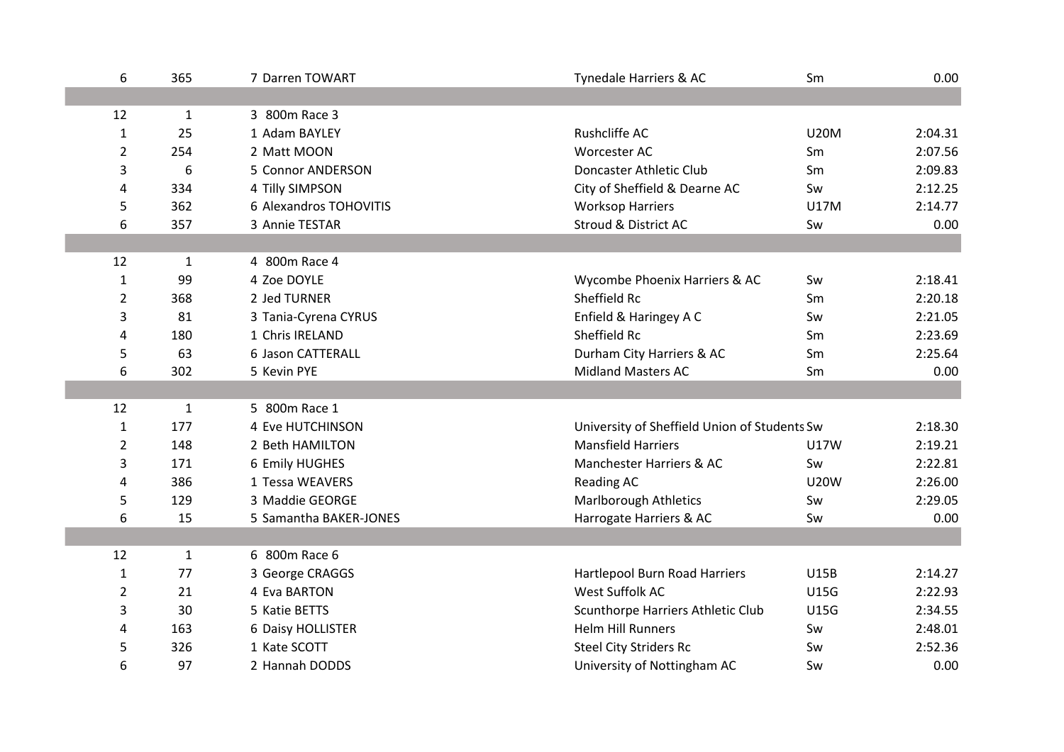| | | | | | |
|---|---|---|---|---|---|
| 6 | 365 | 7 Darren TOWART | Tynedale Harriers & AC | Sm | 0.00 |
| | | | | | |
| 12 | 1 | 3 800m Race 3 | | | |
| 1 | 25 | 1 Adam BAYLEY | Rushcliffe AC | U20M | 2:04.31 |
| 2 | 254 | 2 Matt MOON | Worcester AC | Sm | 2:07.56 |
| 3 | 6 | 5 Connor ANDERSON | Doncaster Athletic Club | Sm | 2:09.83 |
| 4 | 334 | 4 Tilly SIMPSON | City of Sheffield & Dearne AC | Sw | 2:12.25 |
| 5 | 362 | 6 Alexandros TOHOVITIS | Worksop Harriers | U17M | 2:14.77 |
| 6 | 357 | 3 Annie TESTAR | Stroud & District AC | Sw | 0.00 |
| | | | | | |
| 12 | 1 | 4 800m Race 4 | | | |
| 1 | 99 | 4 Zoe DOYLE | Wycombe Phoenix Harriers & AC | Sw | 2:18.41 |
| 2 | 368 | 2 Jed TURNER | Sheffield Rc | Sm | 2:20.18 |
| 3 | 81 | 3 Tania-Cyrena CYRUS | Enfield & Haringey A C | Sw | 2:21.05 |
| 4 | 180 | 1 Chris IRELAND | Sheffield Rc | Sm | 2:23.69 |
| 5 | 63 | 6 Jason CATTERALL | Durham City Harriers & AC | Sm | 2:25.64 |
| 6 | 302 | 5 Kevin PYE | Midland Masters AC | Sm | 0.00 |
| | | | | | |
| 12 | 1 | 5 800m Race 1 | | | |
| 1 | 177 | 4 Eve HUTCHINSON | University of Sheffield Union of Students | Sw | 2:18.30 |
| 2 | 148 | 2 Beth HAMILTON | Mansfield Harriers | U17W | 2:19.21 |
| 3 | 171 | 6 Emily HUGHES | Manchester Harriers & AC | Sw | 2:22.81 |
| 4 | 386 | 1 Tessa WEAVERS | Reading AC | U20W | 2:26.00 |
| 5 | 129 | 3 Maddie GEORGE | Marlborough Athletics | Sw | 2:29.05 |
| 6 | 15 | 5 Samantha BAKER-JONES | Harrogate Harriers & AC | Sw | 0.00 |
| | | | | | |
| 12 | 1 | 6 800m Race 6 | | | |
| 1 | 77 | 3 George CRAGGS | Hartlepool Burn Road Harriers | U15B | 2:14.27 |
| 2 | 21 | 4 Eva BARTON | West Suffolk AC | U15G | 2:22.93 |
| 3 | 30 | 5 Katie BETTS | Scunthorpe Harriers Athletic Club | U15G | 2:34.55 |
| 4 | 163 | 6 Daisy HOLLISTER | Helm Hill Runners | Sw | 2:48.01 |
| 5 | 326 | 1 Kate SCOTT | Steel City Striders Rc | Sw | 2:52.36 |
| 6 | 97 | 2 Hannah DODDS | University of Nottingham AC | Sw | 0.00 |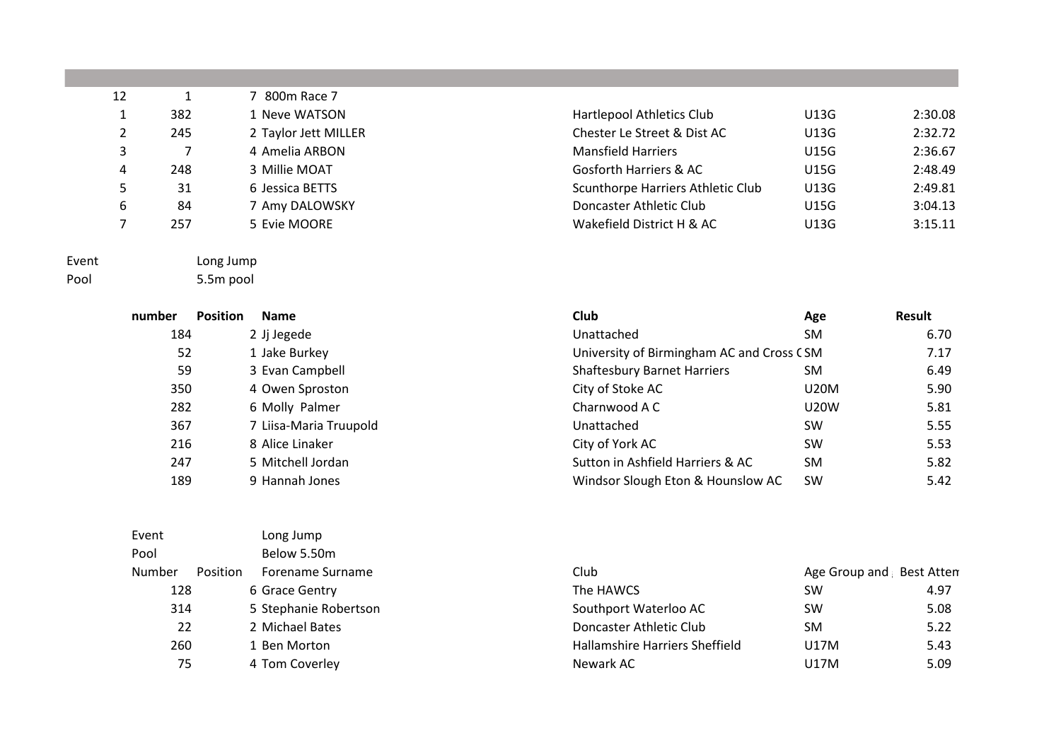| | | | | | |
|---|---|---|---|---|---|
| 12 | 1 | 7 800m Race 7 | | | |
| 1 | 382 | 1 Neve WATSON | Hartlepool Athletics Club | U13G | 2:30.08 |
| 2 | 245 | 2 Taylor Jett MILLER | Chester Le Street & Dist AC | U13G | 2:32.72 |
| 3 | 7 | 4 Amelia ARBON | Mansfield Harriers | U15G | 2:36.67 |
| 4 | 248 | 3 Millie MOAT | Gosforth Harriers & AC | U15G | 2:48.49 |
| 5 | 31 | 6 Jessica BETTS | Scunthorpe Harriers Athletic Club | U13G | 2:49.81 |
| 6 | 84 | 7 Amy DALOWSKY | Doncaster Athletic Club | U15G | 3:04.13 |
| 7 | 257 | 5 Evie MOORE | Wakefield District H & AC | U13G | 3:15.11 |

Event Long Jump
Pool 5.5m pool

| number | Position | Name | Club | Age | Result |
|---|---|---|---|---|---|
| 184 | 2 | Jj Jegede | Unattached | SM | 6.70 |
| 52 | 1 | Jake Burkey | University of Birmingham AC and Cross C | SM | 7.17 |
| 59 | 3 | Evan Campbell | Shaftesbury Barnet Harriers | SM | 6.49 |
| 350 | 4 | Owen Sproston | City of Stoke AC | U20M | 5.90 |
| 282 | 6 | Molly Palmer | Charnwood A C | U20W | 5.81 |
| 367 | 7 | Liisa-Maria Truupold | Unattached | SW | 5.55 |
| 216 | 8 | Alice Linaker | City of York AC | SW | 5.53 |
| 247 | 5 | Mitchell Jordan | Sutton in Ashfield Harriers & AC | SM | 5.82 |
| 189 | 9 | Hannah Jones | Windsor Slough Eton & Hounslow AC | SW | 5.42 |

Event Long Jump
Pool Below 5.50m

| Number | Position | Forename Surname | Club | Age Group and | Best Atten |
|---|---|---|---|---|---|
| 128 | 6 | Grace Gentry | The HAWCS | SW | 4.97 |
| 314 | 5 | Stephanie Robertson | Southport Waterloo AC | SW | 5.08 |
| 22 | 2 | Michael Bates | Doncaster Athletic Club | SM | 5.22 |
| 260 | 1 | Ben Morton | Hallamshire Harriers Sheffield | U17M | 5.43 |
| 75 | 4 | Tom Coverley | Newark AC | U17M | 5.09 |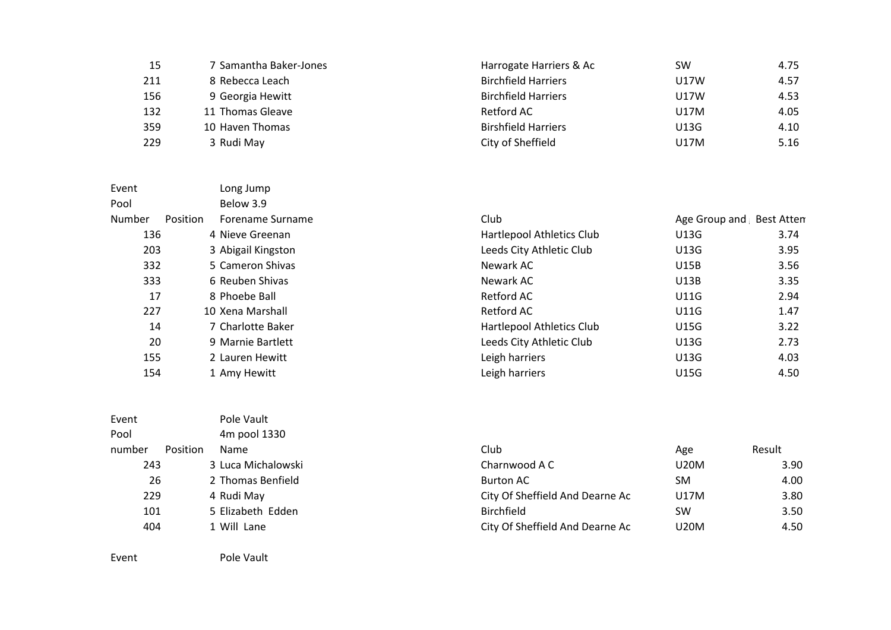| | | | | | |
|---|---|---|---|---|---|
| 15 | 7 | Samantha Baker-Jones | Harrogate Harriers & Ac | SW | 4.75 |
| 211 | 8 | Rebecca Leach | Birchfield Harriers | U17W | 4.57 |
| 156 | 9 | Georgia Hewitt | Birchfield Harriers | U17W | 4.53 |
| 132 | 11 | Thomas Gleave | Retford AC | U17M | 4.05 |
| 359 | 10 | Haven Thomas | Birshfield Harriers | U13G | 4.10 |
| 229 | 3 | Rudi May | City of Sheffield | U17M | 5.16 |

Event Long Jump

Pool Below 3.9

| Number | Position | Forename Surname | Club | Age Group and | Best Atten |
|---|---|---|---|---|---|
| 136 | 4 | Nieve Greenan | Hartlepool Athletics Club | U13G | 3.74 |
| 203 | 3 | Abigail Kingston | Leeds City Athletic Club | U13G | 3.95 |
| 332 | 5 | Cameron Shivas | Newark AC | U15B | 3.56 |
| 333 | 6 | Reuben Shivas | Newark AC | U13B | 3.35 |
| 17 | 8 | Phoebe Ball | Retford AC | U11G | 2.94 |
| 227 | 10 | Xena Marshall | Retford AC | U11G | 1.47 |
| 14 | 7 | Charlotte Baker | Hartlepool Athletics Club | U15G | 3.22 |
| 20 | 9 | Marnie Bartlett | Leeds City Athletic Club | U13G | 2.73 |
| 155 | 2 | Lauren Hewitt | Leigh harriers | U13G | 4.03 |
| 154 | 1 | Amy Hewitt | Leigh harriers | U15G | 4.50 |

Event Pole Vault

Pool 4m pool 1330

| number | Position | Name | Club | Age | Result |
|---|---|---|---|---|---|
| 243 | 3 | Luca Michalowski | Charnwood A C | U20M | 3.90 |
| 26 | 2 | Thomas Benfield | Burton AC | SM | 4.00 |
| 229 | 4 | Rudi May | City Of Sheffield And Dearne Ac | U17M | 3.80 |
| 101 | 5 | Elizabeth Edden | Birchfield | SW | 3.50 |
| 404 | 1 | Will Lane | City Of Sheffield And Dearne Ac | U20M | 4.50 |

Event Pole Vault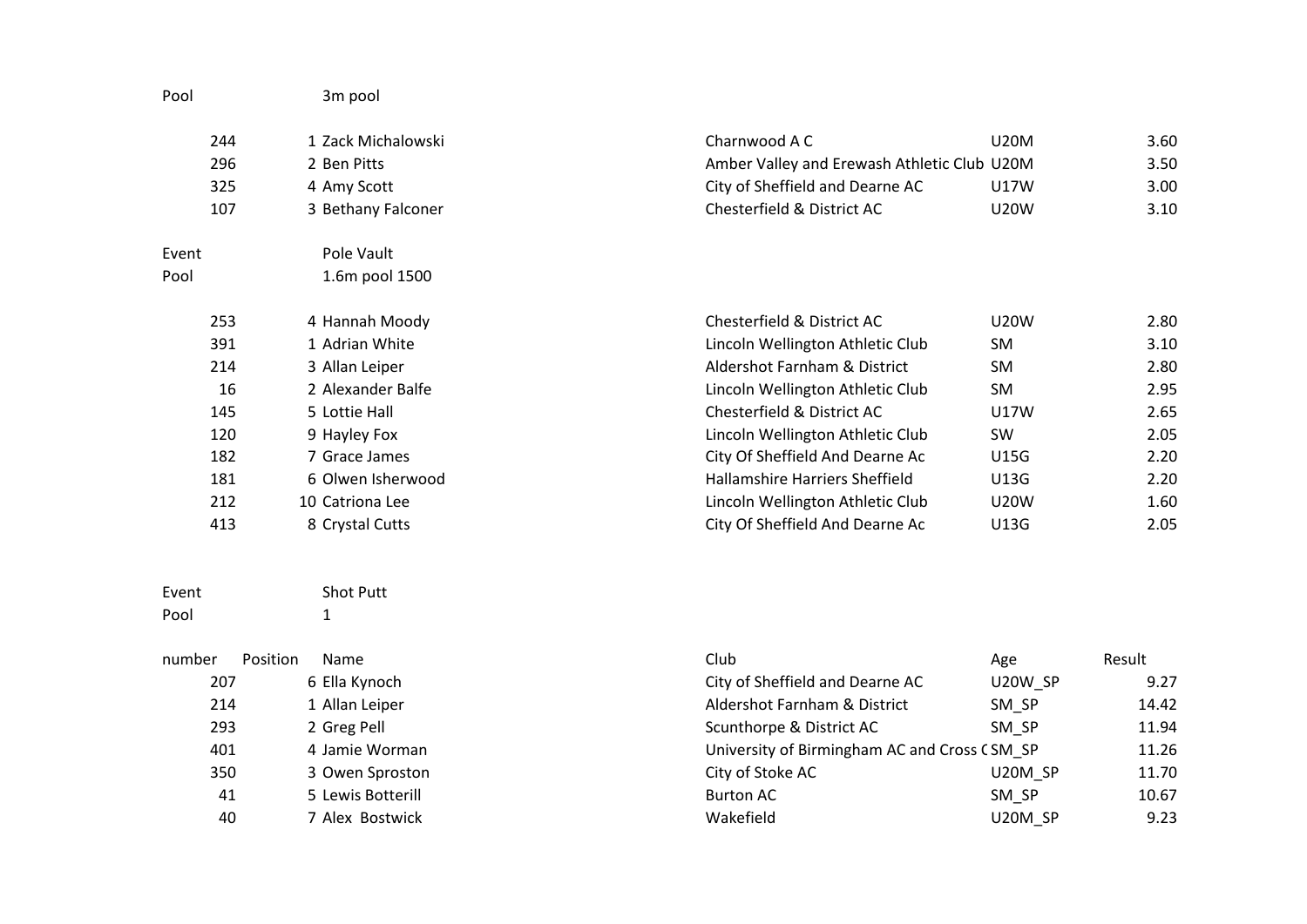Pool 3m pool

| number | Position | Name | Club | Age | Result |
|---|---|---|---|---|---|
| 244 | 1 | Zack Michalowski | Charnwood A C | U20M | 3.60 |
| 296 | 2 | Ben Pitts | Amber Valley and Erewash Athletic Club | U20M | 3.50 |
| 325 | 4 | Amy Scott | City of Sheffield and Dearne AC | U17W | 3.00 |
| 107 | 3 | Bethany Falconer | Chesterfield & District AC | U20W | 3.10 |

Event Pole Vault

Pool 1.6m pool 1500

| number | Position | Name | Club | Age | Result |
|---|---|---|---|---|---|
| 253 | 4 | Hannah Moody | Chesterfield & District AC | U20W | 2.80 |
| 391 | 1 | Adrian White | Lincoln Wellington Athletic Club | SM | 3.10 |
| 214 | 3 | Allan Leiper | Aldershot Farnham & District | SM | 2.80 |
| 16 | 2 | Alexander Balfe | Lincoln Wellington Athletic Club | SM | 2.95 |
| 145 | 5 | Lottie Hall | Chesterfield & District AC | U17W | 2.65 |
| 120 | 9 | Hayley Fox | Lincoln Wellington Athletic Club | SW | 2.05 |
| 182 | 7 | Grace James | City Of Sheffield And Dearne Ac | U15G | 2.20 |
| 181 | 6 | Olwen Isherwood | Hallamshire Harriers Sheffield | U13G | 2.20 |
| 212 | 10 | Catriona Lee | Lincoln Wellington Athletic Club | U20W | 1.60 |
| 413 | 8 | Crystal Cutts | City Of Sheffield And Dearne Ac | U13G | 2.05 |

Event Shot Putt

Pool 1

| number | Position | Name | Club | Age | Result |
|---|---|---|---|---|---|
| 207 | 6 | Ella Kynoch | City of Sheffield and Dearne AC | U20W_SP | 9.27 |
| 214 | 1 | Allan Leiper | Aldershot Farnham & District | SM_SP | 14.42 |
| 293 | 2 | Greg Pell | Scunthorpe & District AC | SM_SP | 11.94 |
| 401 | 4 | Jamie Worman | University of Birmingham AC and Cross C | SM_SP | 11.26 |
| 350 | 3 | Owen Sproston | City of Stoke AC | U20M_SP | 11.70 |
| 41 | 5 | Lewis Botterill | Burton AC | SM_SP | 10.67 |
| 40 | 7 | Alex Bostwick | Wakefield | U20M_SP | 9.23 |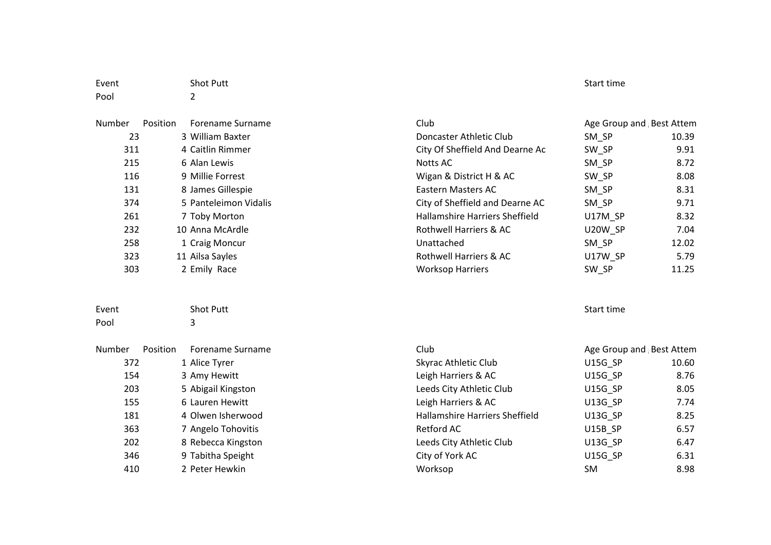| Event | | Shot Putt | | Start time | |
|---|---|---|---|---|---|
| Pool | | 2 | | | |

| Number | Position | Forename Surname | Club | Age Group and | Best Attem |
|---|---|---|---|---|---|
| 23 | 3 | William Baxter | Doncaster Athletic Club | SM_SP | 10.39 |
| 311 | 4 | Caitlin Rimmer | City Of Sheffield And Dearne Ac | SW_SP | 9.91 |
| 215 | 6 | Alan Lewis | Notts AC | SM_SP | 8.72 |
| 116 | 9 | Millie Forrest | Wigan & District H & AC | SW_SP | 8.08 |
| 131 | 8 | James Gillespie | Eastern Masters AC | SM_SP | 8.31 |
| 374 | 5 | Panteleimon Vidalis | City of Sheffield and Dearne AC | SM_SP | 9.71 |
| 261 | 7 | Toby Morton | Hallamshire Harriers Sheffield | U17M_SP | 8.32 |
| 232 | 10 | Anna McArdle | Rothwell Harriers & AC | U20W_SP | 7.04 |
| 258 | 1 | Craig Moncur | Unattached | SM_SP | 12.02 |
| 323 | 11 | Ailsa Sayles | Rothwell Harriers & AC | U17W_SP | 5.79 |
| 303 | 2 | Emily  Race | Worksop Harriers | SW_SP | 11.25 |

| Event | | Shot Putt | | Start time | |
|---|---|---|---|---|---|
| Pool | | 3 | | | |

| Number | Position | Forename Surname | Club | Age Group and | Best Attem |
|---|---|---|---|---|---|
| 372 | 1 | Alice Tyrer | Skyrac Athletic Club | U15G_SP | 10.60 |
| 154 | 3 | Amy Hewitt | Leigh Harriers & AC | U15G_SP | 8.76 |
| 203 | 5 | Abigail Kingston | Leeds City Athletic Club | U15G_SP | 8.05 |
| 155 | 6 | Lauren Hewitt | Leigh Harriers & AC | U13G_SP | 7.74 |
| 181 | 4 | Olwen Isherwood | Hallamshire Harriers Sheffield | U13G_SP | 8.25 |
| 363 | 7 | Angelo Tohovitis | Retford AC | U15B_SP | 6.57 |
| 202 | 8 | Rebecca Kingston | Leeds City Athletic Club | U13G_SP | 6.47 |
| 346 | 9 | Tabitha Speight | City of York AC | U15G_SP | 6.31 |
| 410 | 2 | Peter Hewkin | Worksop | SM | 8.98 |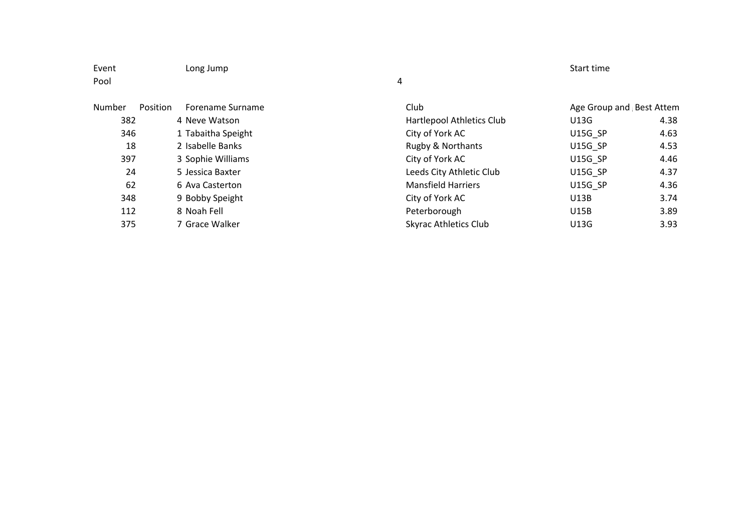Event Long Jump Start time

Pool 4

| Number | Position | Forename Surname | Club | Age Group and | Best Attem |
|---|---|---|---|---|---|
| 382 | 4 | Neve Watson | Hartlepool Athletics Club | U13G | 4.38 |
| 346 | 1 | Tabaitha Speight | City of York AC | U15G_SP | 4.63 |
| 18 | 2 | Isabelle Banks | Rugby & Northants | U15G_SP | 4.53 |
| 397 | 3 | Sophie Williams | City of York AC | U15G_SP | 4.46 |
| 24 | 5 | Jessica Baxter | Leeds City Athletic Club | U15G_SP | 4.37 |
| 62 | 6 | Ava Casterton | Mansfield Harriers | U15G_SP | 4.36 |
| 348 | 9 | Bobby Speight | City of York AC | U13B | 3.74 |
| 112 | 8 | Noah Fell | Peterborough | U15B | 3.89 |
| 375 | 7 | Grace Walker | Skyrac Athletics Club | U13G | 3.93 |